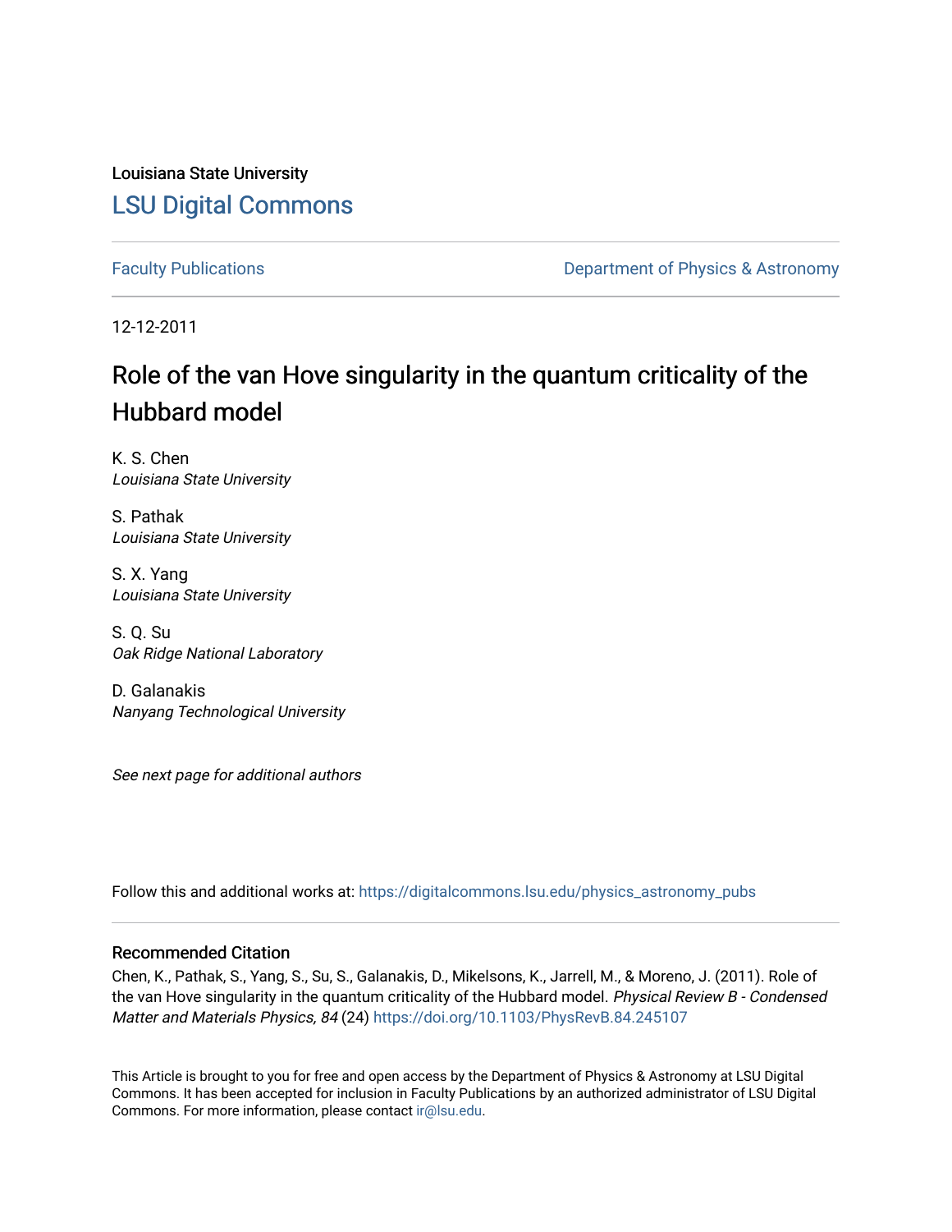Louisiana State University

LSU Digital Commons

Faculty Publications

Department of Physics & Astronomy

12-12-2011

# Role of the van Hove singularity in the quantum criticality of the Hubbard model

K. S. Chen
*Louisiana State University*

S. Pathak
*Louisiana State University*

S. X. Yang
*Louisiana State University*

S. Q. Su
*Oak Ridge National Laboratory*

D. Galanakis
*Nanyang Technological University*

*See next page for additional authors*

Follow this and additional works at: https://digitalcommons.lsu.edu/physics_astronomy_pubs

## Recommended Citation

Chen, K., Pathak, S., Yang, S., Su, S., Galanakis, D., Mikelsons, K., Jarrell, M., & Moreno, J. (2011). Role of the van Hove singularity in the quantum criticality of the Hubbard model. *Physical Review B - Condensed Matter and Materials Physics, 84* (24) https://doi.org/10.1103/PhysRevB.84.245107

This Article is brought to you for free and open access by the Department of Physics & Astronomy at LSU Digital Commons. It has been accepted for inclusion in Faculty Publications by an authorized administrator of LSU Digital Commons. For more information, please contact ir@lsu.edu.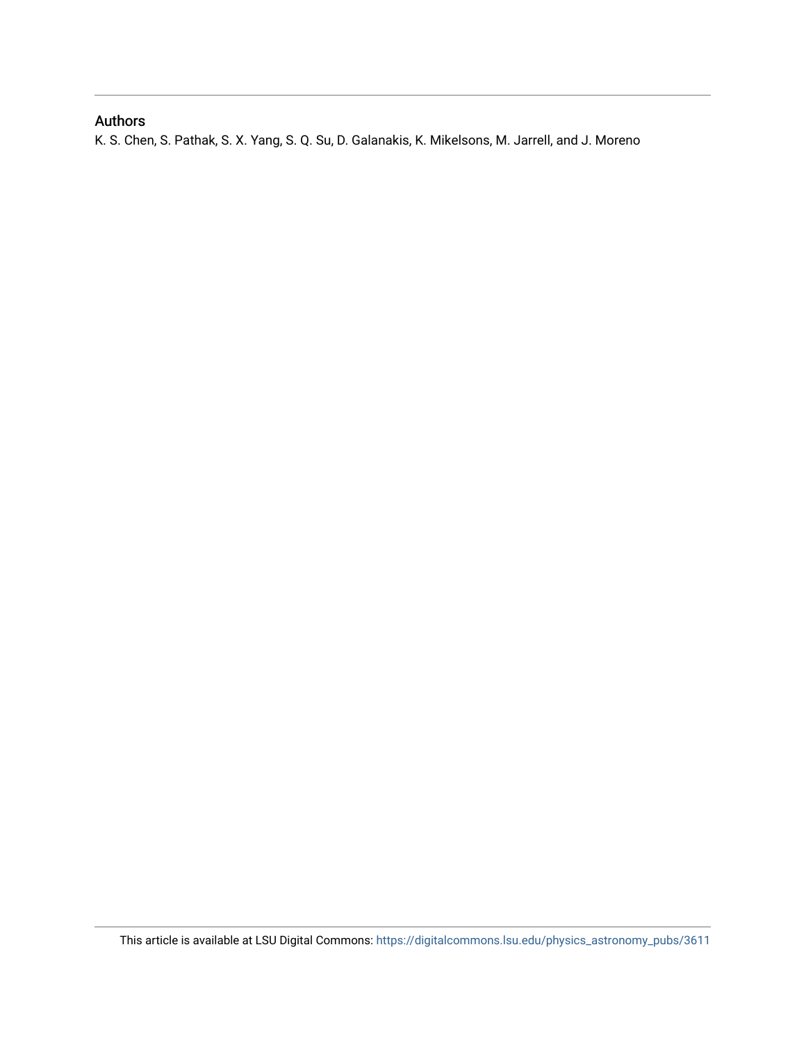## Authors

K. S. Chen, S. Pathak, S. X. Yang, S. Q. Su, D. Galanakis, K. Mikelsons, M. Jarrell, and J. Moreno

This article is available at LSU Digital Commons: https://digitalcommons.lsu.edu/physics_astronomy_pubs/3611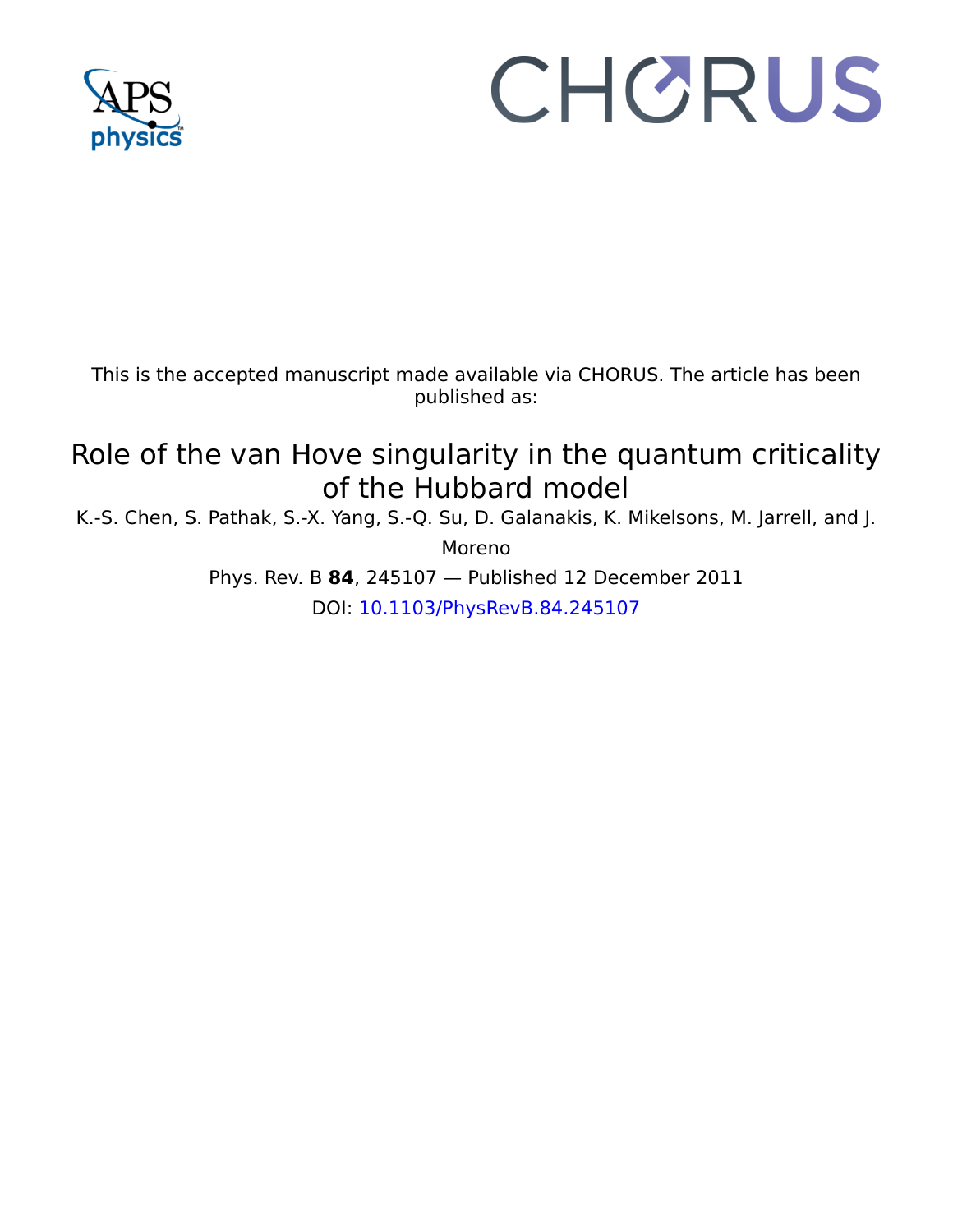This is the accepted manuscript made available via CHORUS. The article has been published as:

# Role of the van Hove singularity in the quantum criticality of the Hubbard model

K.-S. Chen, S. Pathak, S.-X. Yang, S.-Q. Su, D. Galanakis, K. Mikelsons, M. Jarrell, and J. Moreno

Phys. Rev. B **84**, 245107 — Published 12 December 2011

DOI: 10.1103/PhysRevB.84.245107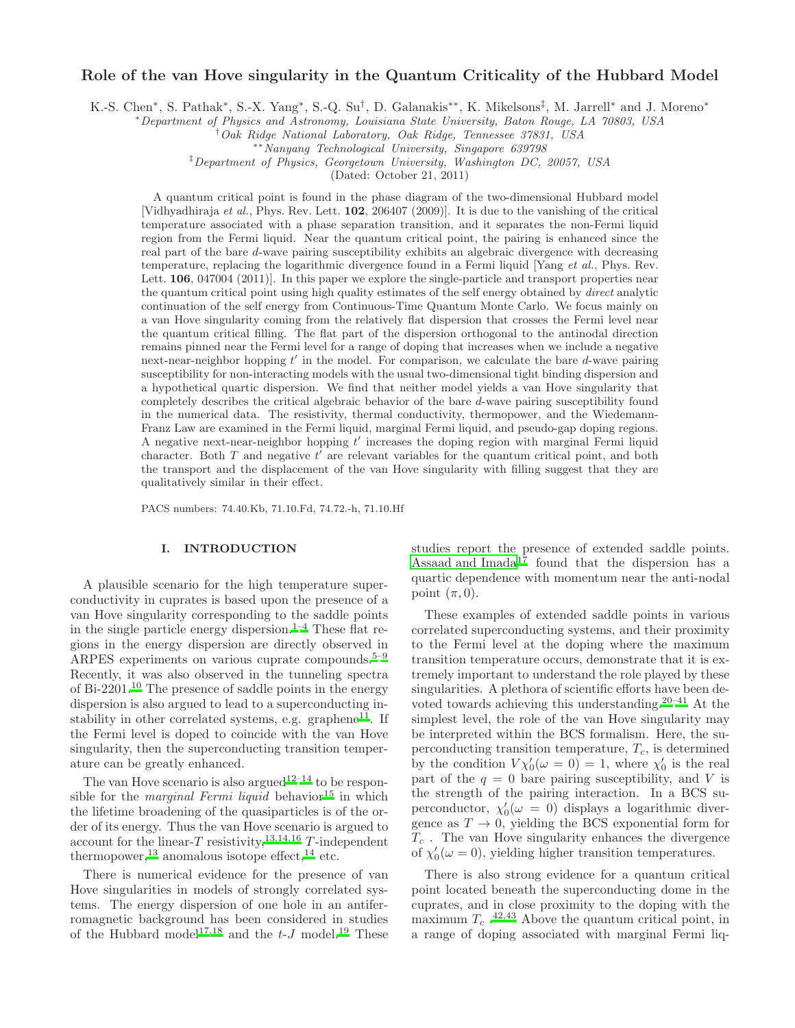# Role of the van Hove singularity in the Quantum Criticality of the Hubbard Model

K.-S. Chen*, S. Pathak*, S.-X. Yang*, S.-Q. Su†, D. Galanakis**, K. Mikelsons‡, M. Jarrell* and J. Moreno*

*Department of Physics and Astronomy, Louisiana State University, Baton Rouge, LA 70803, USA

†Oak Ridge National Laboratory, Oak Ridge, Tennessee 37831, USA

**Nanyang Technological University, Singapore 639798

‡Department of Physics, Georgetown University, Washington DC, 20057, USA

(Dated: October 21, 2011)

A quantum critical point is found in the phase diagram of the two-dimensional Hubbard model [Vidhyadhiraja *et al.*, Phys. Rev. Lett. **102**, 206407 (2009)]. It is due to the vanishing of the critical temperature associated with a phase separation transition, and it separates the non-Fermi liquid region from the Fermi liquid. Near the quantum critical point, the pairing is enhanced since the real part of the bare $d$-wave pairing susceptibility exhibits an algebraic divergence with decreasing temperature, replacing the logarithmic divergence found in a Fermi liquid [Yang *et al.*, Phys. Rev. Lett. **106**, 047004 (2011)]. In this paper we explore the single-particle and transport properties near the quantum critical point using high quality estimates of the self energy obtained by *direct* analytic continuation of the self energy from Continuous-Time Quantum Monte Carlo. We focus mainly on a van Hove singularity coming from the relatively flat dispersion that crosses the Fermi level near the quantum critical filling. The flat part of the dispersion orthogonal to the antinodal direction remains pinned near the Fermi level for a range of doping that increases when we include a negative next-near-neighbor hopping $t'$ in the model. For comparison, we calculate the bare $d$-wave pairing susceptibility for non-interacting models with the usual two-dimensional tight binding dispersion and a hypothetical quartic dispersion. We find that neither model yields a van Hove singularity that completely describes the critical algebraic behavior of the bare $d$-wave pairing susceptibility found in the numerical data. The resistivity, thermal conductivity, thermopower, and the Wiedemann-Franz Law are examined in the Fermi liquid, marginal Fermi liquid, and pseudo-gap doping regions. A negative next-near-neighbor hopping $t'$ increases the doping region with marginal Fermi liquid character. Both $T$ and negative $t'$ are relevant variables for the quantum critical point, and both the transport and the displacement of the van Hove singularity with filling suggest that they are qualitatively similar in their effect.

PACS numbers: 74.40.Kb, 71.10.Fd, 74.72.-h, 71.10.Hf

## I. INTRODUCTION

A plausible scenario for the high temperature superconductivity in cuprates is based upon the presence of a van Hove singularity corresponding to the saddle points in the single particle energy dispersion.[1–4] These flat regions in the energy dispersion are directly observed in ARPES experiments on various cuprate compounds.[5–9] Recently, it was also observed in the tunneling spectra of Bi-2201.[10] The presence of saddle points in the energy dispersion is also argued to lead to a superconducting instability in other correlated systems, e.g. graphene[11]. If the Fermi level is doped to coincide with the van Hove singularity, then the superconducting transition temperature can be greatly enhanced.

The van Hove scenario is also argued[12–14] to be responsible for the *marginal Fermi liquid* behavior[15] in which the lifetime broadening of the quasiparticles is of the order of its energy. Thus the van Hove scenario is argued to account for the linear-$T$ resistivity,[13,14,16] $T$-independent thermopower,[13] anomalous isotope effect,[14] etc.

There is numerical evidence for the presence of van Hove singularities in models of strongly correlated systems. The energy dispersion of one hole in an antiferromagnetic background has been considered in studies of the Hubbard model[17,18] and the $t$-$J$ model.[19] These studies report the presence of extended saddle points. Assaad and Imada[17] found that the dispersion has a quartic dependence with momentum near the anti-nodal point $(\pi, 0)$.

These examples of extended saddle points in various correlated superconducting systems, and their proximity to the Fermi level at the doping where the maximum transition temperature occurs, demonstrate that it is extremely important to understand the role played by these singularities. A plethora of scientific efforts have been devoted towards achieving this understanding.[20–41] At the simplest level, the role of the van Hove singularity may be interpreted within the BCS formalism. Here, the superconducting transition temperature, $T_c$, is determined by the condition $V\chi_0'(\omega = 0) = 1$, where $\chi_0'$ is the real part of the $q = 0$ bare pairing susceptibility, and $V$ is the strength of the pairing interaction. In a BCS superconductor, $\chi_0'(\omega = 0)$ displays a logarithmic divergence as $T \to 0$, yielding the BCS exponential form for $T_c$ . The van Hove singularity enhances the divergence of $\chi_0'(\omega = 0)$, yielding higher transition temperatures.

There is also strong evidence for a quantum critical point located beneath the superconducting dome in the cuprates, and in close proximity to the doping with the maximum $T_c$ .[42,43] Above the quantum critical point, in a range of doping associated with marginal Fermi liq-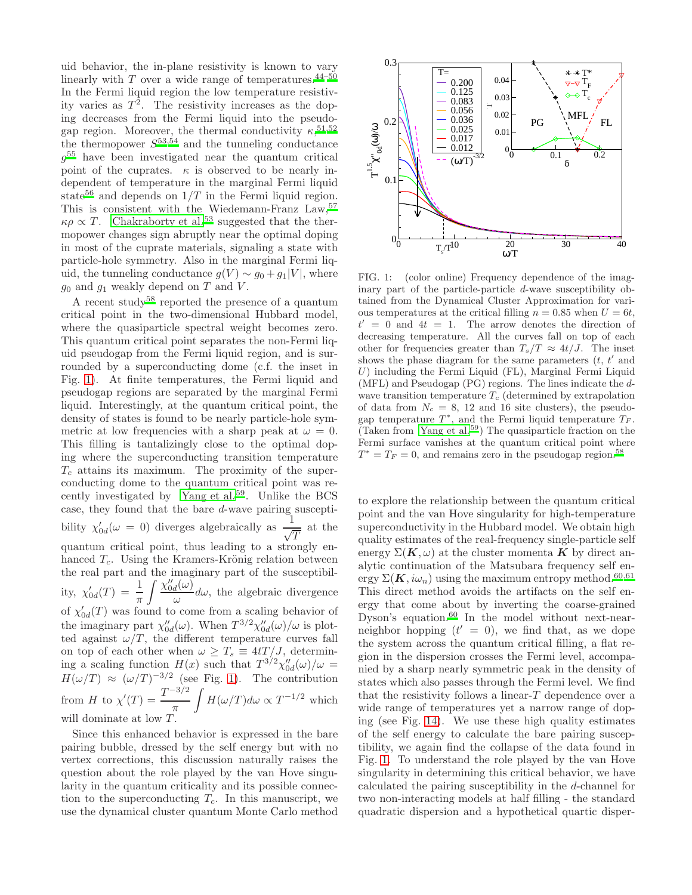uid behavior, the in-plane resistivity is known to vary linearly with $T$ over a wide range of temperatures.[44–50] In the Fermi liquid region the low temperature resistivity varies as $T^2$. The resistivity increases as the doping decreases from the Fermi liquid into the pseudogap region. Moreover, the thermal conductivity $\kappa$,[51,52] the thermopower $S$[53,54] and the tunneling conductance $g$[55] have been investigated near the quantum critical point of the cuprates. $\kappa$ is observed to be nearly independent of temperature in the marginal Fermi liquid state[56] and depends on $1/T$ in the Fermi liquid region. This is consistent with the Wiedemann-Franz Law,[57] $\kappa\rho \propto T$. Chakraborty et al.[53] suggested that the thermopower changes sign abruptly near the optimal doping in most of the cuprate materials, signaling a state with particle-hole symmetry. Also in the marginal Fermi liquid, the tunneling conductance $g(V) \sim g_0 + g_1|V|$, where $g_0$ and $g_1$ weakly depend on $T$ and $V$.

A recent study[58] reported the presence of a quantum critical point in the two-dimensional Hubbard model, where the quasiparticle spectral weight becomes zero. This quantum critical point separates the non-Fermi liquid pseudogap from the Fermi liquid region, and is surrounded by a superconducting dome (c.f. the inset in Fig. 1). At finite temperatures, the Fermi liquid and pseudogap regions are separated by the marginal Fermi liquid. Interestingly, at the quantum critical point, the density of states is found to be nearly particle-hole symmetric at low frequencies with a sharp peak at $\omega = 0$. This filling is tantalizingly close to the optimal doping where the superconducting transition temperature $T_c$ attains its maximum. The proximity of the superconducting dome to the quantum critical point was recently investigated by Yang et al.[59]. Unlike the BCS case, they found that the bare $d$-wave pairing susceptibility $\chi'_{0d}(\omega = 0)$ diverges algebraically as $\frac{1}{\sqrt{T}}$ at the quantum critical point, thus leading to a strongly enhanced $T_c$. Using the Kramers-Krönig relation between the real part and the imaginary part of the susceptibility, $\chi'_{0d}(T) = \frac{1}{\pi}\int \frac{\chi''_{0d}(\omega)}{\omega} d\omega$, the algebraic divergence of $\chi'_{0d}(T)$ was found to come from a scaling behavior of the imaginary part $\chi''_{0d}(\omega)$. When $T^{3/2}\chi''_{0d}(\omega)/\omega$ is plotted against $\omega/T$, the different temperature curves fall on top of each other when $\omega \geq T_s \equiv 4tT/J$, determining a scaling function $H(x)$ such that $T^{3/2}\chi''_{0d}(\omega)/\omega = H(\omega/T) \approx (\omega/T)^{-3/2}$ (see Fig. 1). The contribution from $H$ to $\chi'(T) = \frac{T^{-3/2}}{\pi}\int H(\omega/T)d\omega \propto T^{-1/2}$ which will dominate at low $T$.

Since this enhanced behavior is expressed in the bare pairing bubble, dressed by the self energy but with no vertex corrections, this discussion naturally raises the question about the role played by the van Hove singularity in the quantum criticality and its possible connection to the superconducting $T_c$. In this manuscript, we use the dynamical cluster quantum Monte Carlo method to explore the relationship between the quantum critical point and the van Hove singularity for high-temperature superconductivity in the Hubbard model. We obtain high quality estimates of the real-frequency single-particle self energy $\Sigma(\boldsymbol{K}, \omega)$ at the cluster momenta $\boldsymbol{K}$ by direct analytic continuation of the Matsubara frequency self energy $\Sigma(\boldsymbol{K}, i\omega_n)$ using the maximum entropy method.[60,61] This direct method avoids the artifacts on the self energy that come about by inverting the coarse-grained Dyson's equation.[60] In the model without next-near-neighbor hopping ($t' = 0$), we find that, as we dope the system across the quantum critical filling, a flat region in the dispersion crosses the Fermi level, accompanied by a sharp nearly symmetric peak in the density of states which also passes through the Fermi level. We find that the resistivity follows a linear-$T$ dependence over a wide range of temperatures yet a narrow range of doping (see Fig. 14). We use these high quality estimates of the self energy to calculate the bare pairing susceptibility, we again find the collapse of the data found in Fig. 1. To understand the role played by the van Hove singularity in determining this critical behavior, we have calculated the pairing susceptibility in the $d$-channel for two non-interacting models at half filling - the standard quadratic dispersion and a hypothetical quartic disper-

T=
0.200
0.125
0.083
0.056
0.036
0.025
0.017
0.012
$(\omega T)^{-3/2}$
$T^{1.5}\chi''_{0d}(\omega)/\omega$
$\omega T$
$T_s/T$
T*
$T_F$
$T_c$
PG
MFL
FL
$\delta$
T

FIG. 1: (color online) Frequency dependence of the imaginary part of the particle-particle $d$-wave susceptibility obtained from the Dynamical Cluster Approximation for various temperatures at the critical filling $n = 0.85$ when $U = 6t$, $t' = 0$ and $4t = 1$. The arrow denotes the direction of decreasing temperature. All the curves fall on top of each other for frequencies greater than $T_s/T \approx 4t/J$. The inset shows the phase diagram for the same parameters ($t$, $t'$ and $U$) including the Fermi Liquid (FL), Marginal Fermi Liquid (MFL) and Pseudogap (PG) regions. The lines indicate the $d$-wave transition temperature $T_c$ (determined by extrapolation of data from $N_c = 8$, 12 and 16 site clusters), the pseudogap temperature $T^*$, and the Fermi liquid temperature $T_F$. (Taken from Yang et al.[59]) The quasiparticle fraction on the Fermi surface vanishes at the quantum critical point where $T^* = T_F = 0$, and remains zero in the pseudogap region.[58]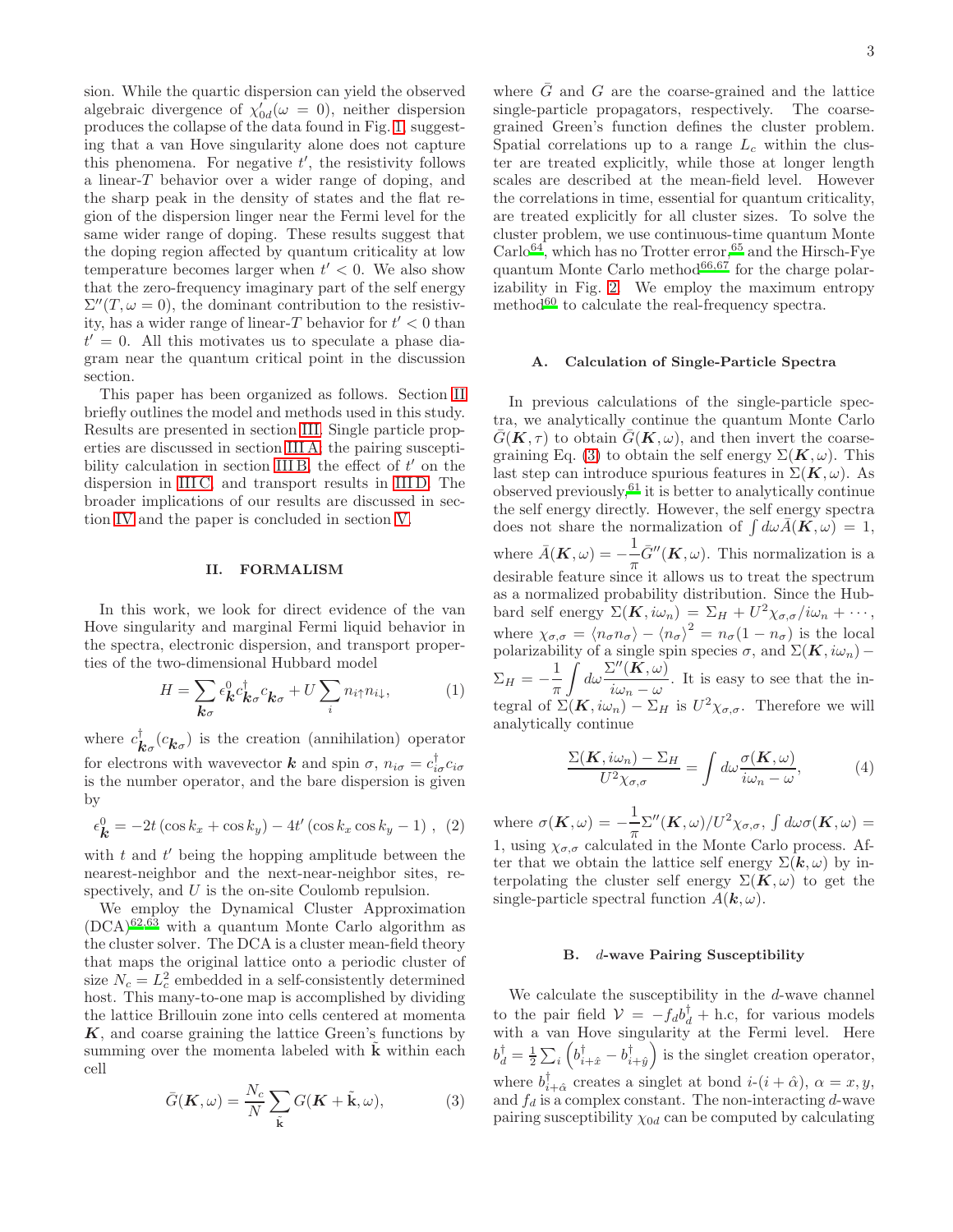sion. While the quartic dispersion can yield the observed algebraic divergence of $\chi'_{0d}(\omega = 0)$, neither dispersion produces the collapse of the data found in Fig. 1, suggesting that a van Hove singularity alone does not capture this phenomena. For negative $t'$, the resistivity follows a linear-$T$ behavior over a wider range of doping, and the sharp peak in the density of states and the flat region of the dispersion linger near the Fermi level for the same wider range of doping. These results suggest that the doping region affected by quantum criticality at low temperature becomes larger when $t' < 0$. We also show that the zero-frequency imaginary part of the self energy $\Sigma''(T, \omega = 0)$, the dominant contribution to the resistivity, has a wider range of linear-$T$ behavior for $t' < 0$ than $t' = 0$. All this motivates us to speculate a phase diagram near the quantum critical point in the discussion section.

This paper has been organized as follows. Section II briefly outlines the model and methods used in this study. Results are presented in section III. Single particle properties are discussed in section III A, the pairing susceptibility calculation in section III B, the effect of $t'$ on the dispersion in III C, and transport results in III D. The broader implications of our results are discussed in section IV and the paper is concluded in section V.

## II. FORMALISM

In this work, we look for direct evidence of the van Hove singularity and marginal Fermi liquid behavior in the spectra, electronic dispersion, and transport properties of the two-dimensional Hubbard model

$$H = \sum_{\boldsymbol{k}\sigma} \epsilon^0_{\boldsymbol{k}} c^\dagger_{\boldsymbol{k}\sigma} c_{\boldsymbol{k}\sigma} + U \sum_i n_{i\uparrow} n_{i\downarrow}, \tag{1}$$

where $c^\dagger_{\boldsymbol{k}\sigma}(c_{\boldsymbol{k}\sigma})$ is the creation (annihilation) operator for electrons with wavevector $\boldsymbol{k}$ and spin $\sigma$, $n_{i\sigma} = c^\dagger_{i\sigma} c_{i\sigma}$ is the number operator, and the bare dispersion is given by

$$\epsilon^0_{\boldsymbol{k}} = -2t\left(\cos k_x + \cos k_y\right) - 4t'\left(\cos k_x \cos k_y - 1\right), \tag{2}$$

with $t$ and $t'$ being the hopping amplitude between the nearest-neighbor and the next-near-neighbor sites, respectively, and $U$ is the on-site Coulomb repulsion.

We employ the Dynamical Cluster Approximation (DCA)[62,63] with a quantum Monte Carlo algorithm as the cluster solver. The DCA is a cluster mean-field theory that maps the original lattice onto a periodic cluster of size $N_c = L_c^2$ embedded in a self-consistently determined host. This many-to-one map is accomplished by dividing the lattice Brillouin zone into cells centered at momenta $\boldsymbol{K}$, and coarse graining the lattice Green's functions by summing over the momenta labeled with $\tilde{\mathbf{k}}$ within each cell

$$\bar{G}(\boldsymbol{K}, \omega) = \frac{N_c}{N} \sum_{\tilde{\mathbf{k}}} G(\boldsymbol{K} + \tilde{\mathbf{k}}, \omega), \tag{3}$$

where $\bar{G}$ and $G$ are the coarse-grained and the lattice single-particle propagators, respectively. The coarse-grained Green's function defines the cluster problem. Spatial correlations up to a range $L_c$ within the cluster are treated explicitly, while those at longer length scales are described at the mean-field level. However the correlations in time, essential for quantum criticality, are treated explicitly for all cluster sizes. To solve the cluster problem, we use continuous-time quantum Monte Carlo[64], which has no Trotter error,[65] and the Hirsch-Fye quantum Monte Carlo method[66,67] for the charge polarizability in Fig. 2. We employ the maximum entropy method[60] to calculate the real-frequency spectra.

### A. Calculation of Single-Particle Spectra

In previous calculations of the single-particle spectra, we analytically continue the quantum Monte Carlo $\bar{G}(\boldsymbol{K}, \tau)$ to obtain $\bar{G}(\boldsymbol{K}, \omega)$, and then invert the coarse-graining Eq. (3) to obtain the self energy $\Sigma(\boldsymbol{K}, \omega)$. This last step can introduce spurious features in $\Sigma(\boldsymbol{K}, \omega)$. As observed previously,[61] it is better to analytically continue the self energy directly. However, the self energy spectra does not share the normalization of $\int d\omega \bar{A}(\boldsymbol{K}, \omega) = 1$, where $\bar{A}(\boldsymbol{K}, \omega) = -\frac{1}{\pi}\bar{G}''(\boldsymbol{K}, \omega)$. This normalization is a desirable feature since it allows us to treat the spectrum as a normalized probability distribution. Since the Hubbard self energy $\Sigma(\boldsymbol{K}, i\omega_n) = \Sigma_H + U^2\chi_{\sigma,\sigma}/i\omega_n + \cdots$, where $\chi_{\sigma,\sigma} = \langle n_\sigma n_\sigma \rangle - \langle n_\sigma \rangle^2 = n_\sigma(1 - n_\sigma)$ is the local polarizability of a single spin species $\sigma$, and $\Sigma(\boldsymbol{K}, i\omega_n) - \Sigma_H = -\frac{1}{\pi}\int d\omega \frac{\Sigma''(\boldsymbol{K}, \omega)}{i\omega_n - \omega}$. It is easy to see that the integral of $\Sigma(\boldsymbol{K}, i\omega_n) - \Sigma_H$ is $U^2\chi_{\sigma,\sigma}$. Therefore we will analytically continue

$$\frac{\Sigma(\boldsymbol{K}, i\omega_n) - \Sigma_H}{U^2\chi_{\sigma,\sigma}} = \int d\omega \frac{\sigma(\boldsymbol{K}, \omega)}{i\omega_n - \omega}, \tag{4}$$

where $\sigma(\boldsymbol{K}, \omega) = -\frac{1}{\pi}\Sigma''(\boldsymbol{K}, \omega)/U^2\chi_{\sigma,\sigma}$, $\int d\omega \sigma(\boldsymbol{K}, \omega) = 1$, using $\chi_{\sigma,\sigma}$ calculated in the Monte Carlo process. After that we obtain the lattice self energy $\Sigma(\boldsymbol{k}, \omega)$ by interpolating the cluster self energy $\Sigma(\boldsymbol{K}, \omega)$ to get the single-particle spectral function $A(\boldsymbol{k}, \omega)$.

### B. $d$-wave Pairing Susceptibility

We calculate the susceptibility in the $d$-wave channel to the pair field $\mathcal{V} = -f_d b^\dagger_d + \text{h.c}$, for various models with a van Hove singularity at the Fermi level. Here $b^\dagger_d = \frac{1}{2}\sum_i \left(b^\dagger_{i+\hat{x}} - b^\dagger_{i+\hat{y}}\right)$ is the singlet creation operator, where $b^\dagger_{i+\hat{\alpha}}$ creates a singlet at bond $i$-$(i+\hat{\alpha})$, $\alpha = x, y$, and $f_d$ is a complex constant. The non-interacting $d$-wave pairing susceptibility $\chi_{0d}$ can be computed by calculating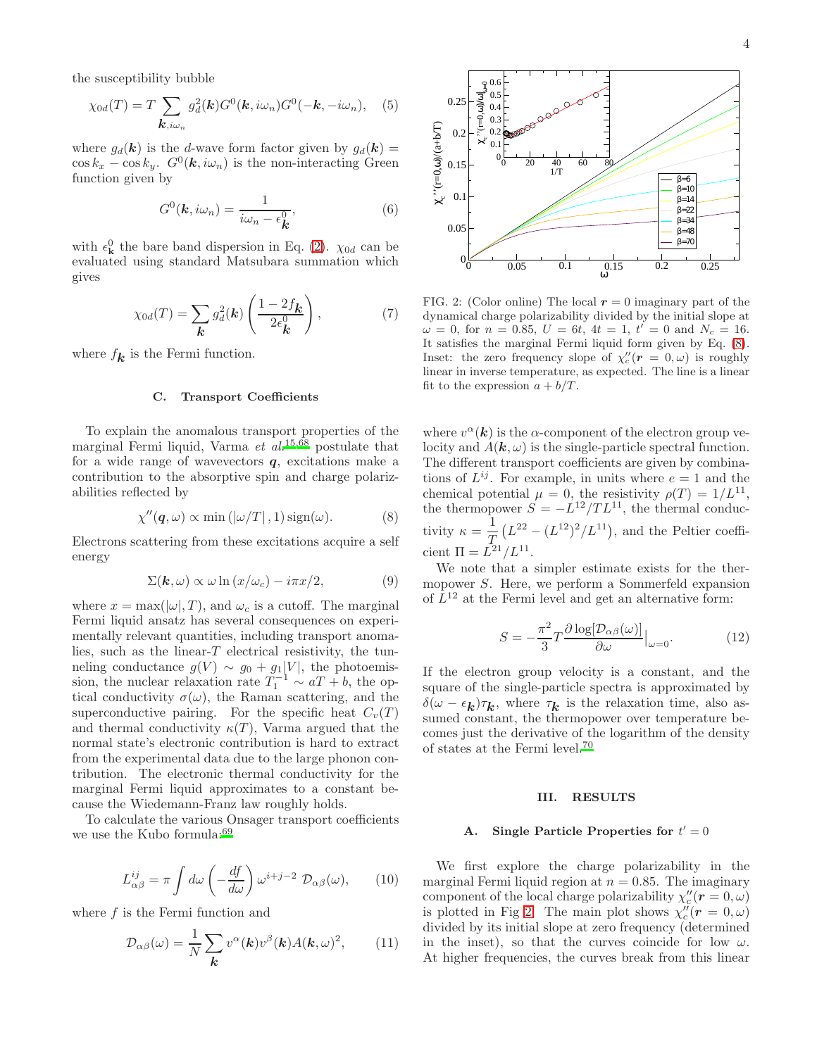the susceptibility bubble

$$\chi_{0d}(T) = T\sum_{\boldsymbol{k},i\omega_n} g_d^2(\boldsymbol{k}) G^0(\boldsymbol{k}, i\omega_n) G^0(-\boldsymbol{k}, -i\omega_n), \quad (5)$$

where $g_d(\boldsymbol{k})$ is the $d$-wave form factor given by $g_d(\boldsymbol{k}) = \cos k_x - \cos k_y$. $G^0(\boldsymbol{k}, i\omega_n)$ is the non-interacting Green function given by

$$G^0(\boldsymbol{k}, i\omega_n) = \frac{1}{i\omega_n - \epsilon^0_{\boldsymbol{k}}}, \quad (6)$$

with $\epsilon^0_{\mathbf{k}}$ the bare band dispersion in Eq. (2). $\chi_{0d}$ can be evaluated using standard Matsubara summation which gives

$$\chi_{0d}(T) = \sum_{\boldsymbol{k}} g_d^2(\boldsymbol{k}) \left( \frac{1 - 2f_{\boldsymbol{k}}}{2\epsilon^0_{\boldsymbol{k}}} \right), \quad (7)$$

where $f_{\boldsymbol{k}}$ is the Fermi function.

### C. Transport Coefficients

To explain the anomalous transport properties of the marginal Fermi liquid, Varma *et al.*[15,68] postulate that for a wide range of wavevectors $\boldsymbol{q}$, excitations make a contribution to the absorptive spin and charge polarizabilities reflected by

$$\chi''(\boldsymbol{q}, \omega) \propto \min\left(|\omega/T|, 1\right) \mathrm{sign}(\omega). \quad (8)$$

Electrons scattering from these excitations acquire a self energy

$$\Sigma(\boldsymbol{k}, \omega) \propto \omega \ln\left(x/\omega_c\right) - i\pi x/2, \quad (9)$$

where $x = \max(|\omega|, T)$, and $\omega_c$ is a cutoff. The marginal Fermi liquid ansatz has several consequences on experimentally relevant quantities, including transport anomalies, such as the linear-$T$ electrical resistivity, the tunneling conductance $g(V) \sim g_0 + g_1|V|$, the photoemission, the nuclear relaxation rate $T_1^{-1} \sim aT + b$, the optical conductivity $\sigma(\omega)$, the Raman scattering, and the superconductive pairing. For the specific heat $C_v(T)$ and thermal conductivity $\kappa(T)$, Varma argued that the normal state's electronic contribution is hard to extract from the experimental data due to the large phonon contribution. The electronic thermal conductivity for the marginal Fermi liquid approximates to a constant because the Wiedemann-Franz law roughly holds.

To calculate the various Onsager transport coefficients we use the Kubo formula:[69]

$$L^{ij}_{\alpha\beta} = \pi \int d\omega \left(-\frac{df}{d\omega}\right) \omega^{i+j-2}\, \mathcal{D}_{\alpha\beta}(\omega), \quad (10)$$

where $f$ is the Fermi function and

$$\mathcal{D}_{\alpha\beta}(\omega) = \frac{1}{N}\sum_{\boldsymbol{k}} v^\alpha(\boldsymbol{k}) v^\beta(\boldsymbol{k}) A(\boldsymbol{k}, \omega)^2, \quad (11)$$

β=6
β=10
β=14
β=22
β=34
β=48
β=70

$\chi_c''(r=0,\omega)/(a+b/T)$

$\omega$

0, 0.05, 0.1, 0.15, 0.2, 0.25

Inset: $\chi_c''(r=0,\omega)/\omega|_{\omega=0}$ vs $1/T$; 0, 20, 40, 60, 80; 0, 0.1, 0.2, 0.3, 0.4, 0.5, 0.6

FIG. 2: (Color online) The local $\boldsymbol{r} = 0$ imaginary part of the dynamical charge polarizability divided by the initial slope at $\omega = 0$, for $n = 0.85$, $U = 6t$, $4t = 1$, $t' = 0$ and $N_c = 16$. It satisfies the marginal Fermi liquid form given by Eq. (8). Inset: the zero frequency slope of $\chi_c''(\boldsymbol{r} = 0, \omega)$ is roughly linear in inverse temperature, as expected. The line is a linear fit to the expression $a + b/T$.

where $v^\alpha(\boldsymbol{k})$ is the $\alpha$-component of the electron group velocity and $A(\boldsymbol{k}, \omega)$ is the single-particle spectral function. The different transport coefficients are given by combinations of $L^{ij}$. For example, in units where $e = 1$ and the chemical potential $\mu = 0$, the resistivity $\rho(T) = 1/L^{11}$, the thermopower $S = -L^{12}/TL^{11}$, the thermal conductivity $\kappa = \frac{1}{T}\left(L^{22} - (L^{12})^2/L^{11}\right)$, and the Peltier coefficient $\Pi = L^{21}/L^{11}$.

We note that a simpler estimate exists for the thermopower $S$. Here, we perform a Sommerfeld expansion of $L^{12}$ at the Fermi level and get an alternative form:

$$S = -\frac{\pi^2}{3} T \frac{\partial \log[\mathcal{D}_{\alpha\beta}(\omega)]}{\partial \omega}\Big|_{\omega=0}. \quad (12)$$

If the electron group velocity is a constant, and the square of the single-particle spectra is approximated by $\delta(\omega - \epsilon_{\boldsymbol{k}})\tau_{\boldsymbol{k}}$, where $\tau_{\boldsymbol{k}}$ is the relaxation time, also assumed constant, the thermopower over temperature becomes just the derivative of the logarithm of the density of states at the Fermi level.[70]

## III. RESULTS

### A. Single Particle Properties for $t' = 0$

We first explore the charge polarizability in the marginal Fermi liquid region at $n = 0.85$. The imaginary component of the local charge polarizability $\chi_c''(\boldsymbol{r} = 0, \omega)$ is plotted in Fig 2. The main plot shows $\chi_c''(\boldsymbol{r} = 0, \omega)$ divided by its initial slope at zero frequency (determined in the inset), so that the curves coincide for low $\omega$. At higher frequencies, the curves break from this linear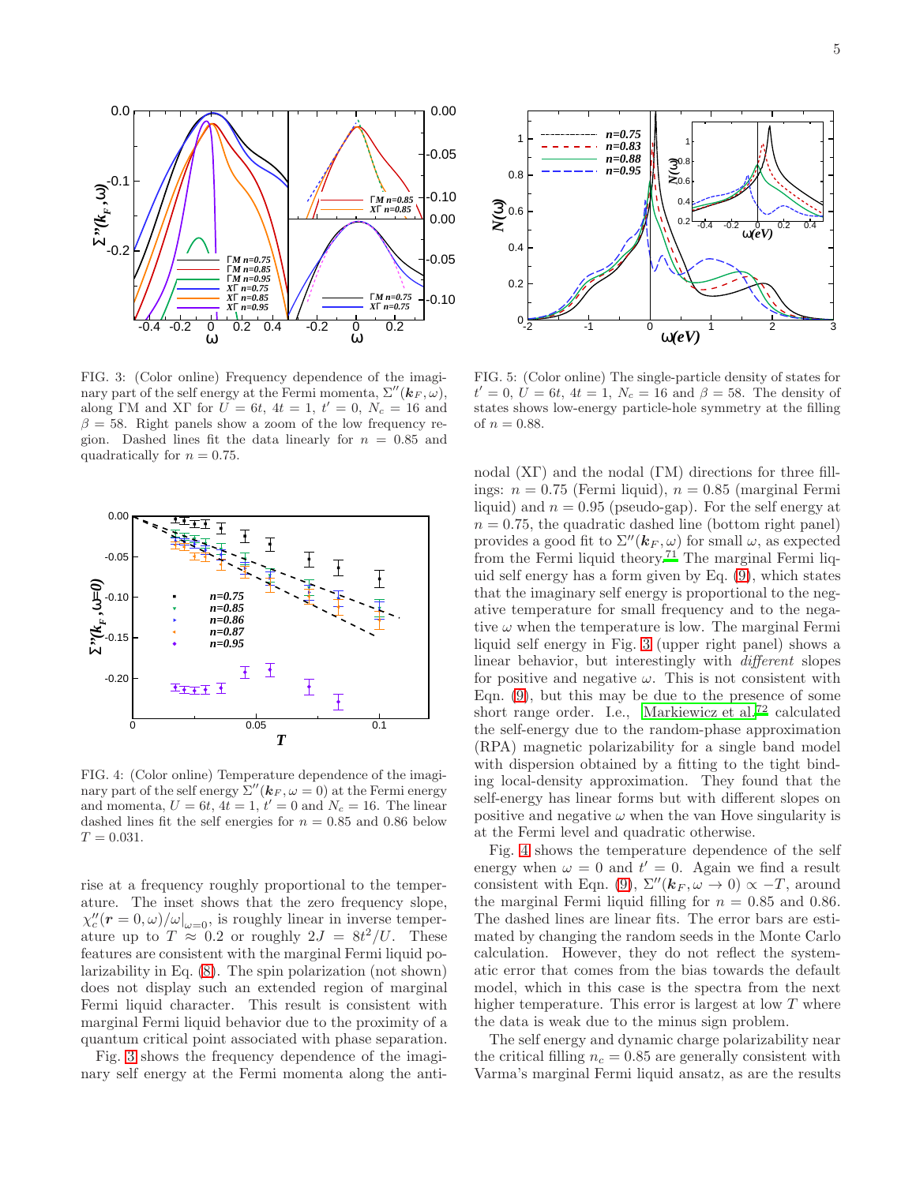0.0

-0.1

-0.2

$\Sigma''(k_F,\omega)$

-0.4 -0.2 0 0.2 0.4

$\omega$

ΓM n=0.75
ΓM n=0.85
ΓM n=0.95
XΓ n=0.75
XΓ n=0.85
XΓ n=0.95

0.00
-0.05
-0.10
0.00
-0.05
-0.10

ΓM n=0.85
XΓ n=0.85

ΓM n=0.75
XΓ n=0.75

-0.2 0 0.2

$\omega$

FIG. 3: (Color online) Frequency dependence of the imaginary part of the self energy at the Fermi momenta, $\Sigma''(\boldsymbol{k}_F, \omega)$, along ΓM and XΓ for $U = 6t$, $4t = 1$, $t' = 0$, $N_c = 16$ and $\beta = 58$. Right panels show a zoom of the low frequency region. Dashed lines fit the data linearly for $n = 0.85$ and quadratically for $n = 0.75$.

0.00
-0.05
-0.10
-0.15
-0.20

$\Sigma''(k_F,\omega=0)$

n=0.75
n=0.85
n=0.86
n=0.87
n=0.95

0 0.05 0.1

$T$

FIG. 4: (Color online) Temperature dependence of the imaginary part of the self energy $\Sigma''(\boldsymbol{k}_F, \omega = 0)$ at the Fermi energy and momenta, $U = 6t$, $4t = 1$, $t' = 0$ and $N_c = 16$. The linear dashed lines fit the self energies for $n = 0.85$ and 0.86 below $T = 0.031$.

rise at a frequency roughly proportional to the temperature. The inset shows that the zero frequency slope, $\chi_c''(\boldsymbol{r} = 0, \omega)/\omega|_{\omega=0}$, is roughly linear in inverse temperature up to $T \approx 0.2$ or roughly $2J = 8t^2/U$. These features are consistent with the marginal Fermi liquid polarizability in Eq. (8). The spin polarization (not shown) does not display such an extended region of marginal Fermi liquid character. This result is consistent with marginal Fermi liquid behavior due to the proximity of a quantum critical point associated with phase separation.

Fig. 3 shows the frequency dependence of the imaginary self energy at the Fermi momenta along the anti-

1
0.8
0.6
0.4
0.2
0

$N(\omega)$

n=0.75
n=0.83
n=0.88
n=0.95

$N(\omega)$

1
0.8
0.6
0.4
0.2

-0.4 -0.2 0 0.2 0.4

$\omega(eV)$

-2 -1 0 1 2 3

$\omega(eV)$

FIG. 5: (Color online) The single-particle density of states for $t' = 0$, $U = 6t$, $4t = 1$, $N_c = 16$ and $\beta = 58$. The density of states shows low-energy particle-hole symmetry at the filling of $n = 0.88$.

nodal (XΓ) and the nodal (ΓM) directions for three fillings: $n = 0.75$ (Fermi liquid), $n = 0.85$ (marginal Fermi liquid) and $n = 0.95$ (pseudo-gap). For the self energy at $n = 0.75$, the quadratic dashed line (bottom right panel) provides a good fit to $\Sigma''(\boldsymbol{k}_F, \omega)$ for small $\omega$, as expected from the Fermi liquid theory.[71] The marginal Fermi liquid self energy has a form given by Eq. (9), which states that the imaginary self energy is proportional to the negative temperature for small frequency and to the negative $\omega$ when the temperature is low. The marginal Fermi liquid self energy in Fig. 3 (upper right panel) shows a linear behavior, but interestingly with *different* slopes for positive and negative $\omega$. This is not consistent with Eqn. (9), but this may be due to the presence of some short range order. I.e., Markiewicz et al.[72] calculated the self-energy due to the random-phase approximation (RPA) magnetic polarizability for a single band model with dispersion obtained by a fitting to the tight binding local-density approximation. They found that the self-energy has linear forms but with different slopes on positive and negative $\omega$ when the van Hove singularity is at the Fermi level and quadratic otherwise.

Fig. 4 shows the temperature dependence of the self energy when $\omega = 0$ and $t' = 0$. Again we find a result consistent with Eqn. (9), $\Sigma''(\boldsymbol{k}_F, \omega \to 0) \propto -T$, around the marginal Fermi liquid filling for $n = 0.85$ and 0.86. The dashed lines are linear fits. The error bars are estimated by changing the random seeds in the Monte Carlo calculation. However, they do not reflect the systematic error that comes from the bias towards the default model, which in this case is the spectra from the next higher temperature. This error is largest at low $T$ where the data is weak due to the minus sign problem.

The self energy and dynamic charge polarizability near the critical filling $n_c = 0.85$ are generally consistent with Varma's marginal Fermi liquid ansatz, as are the results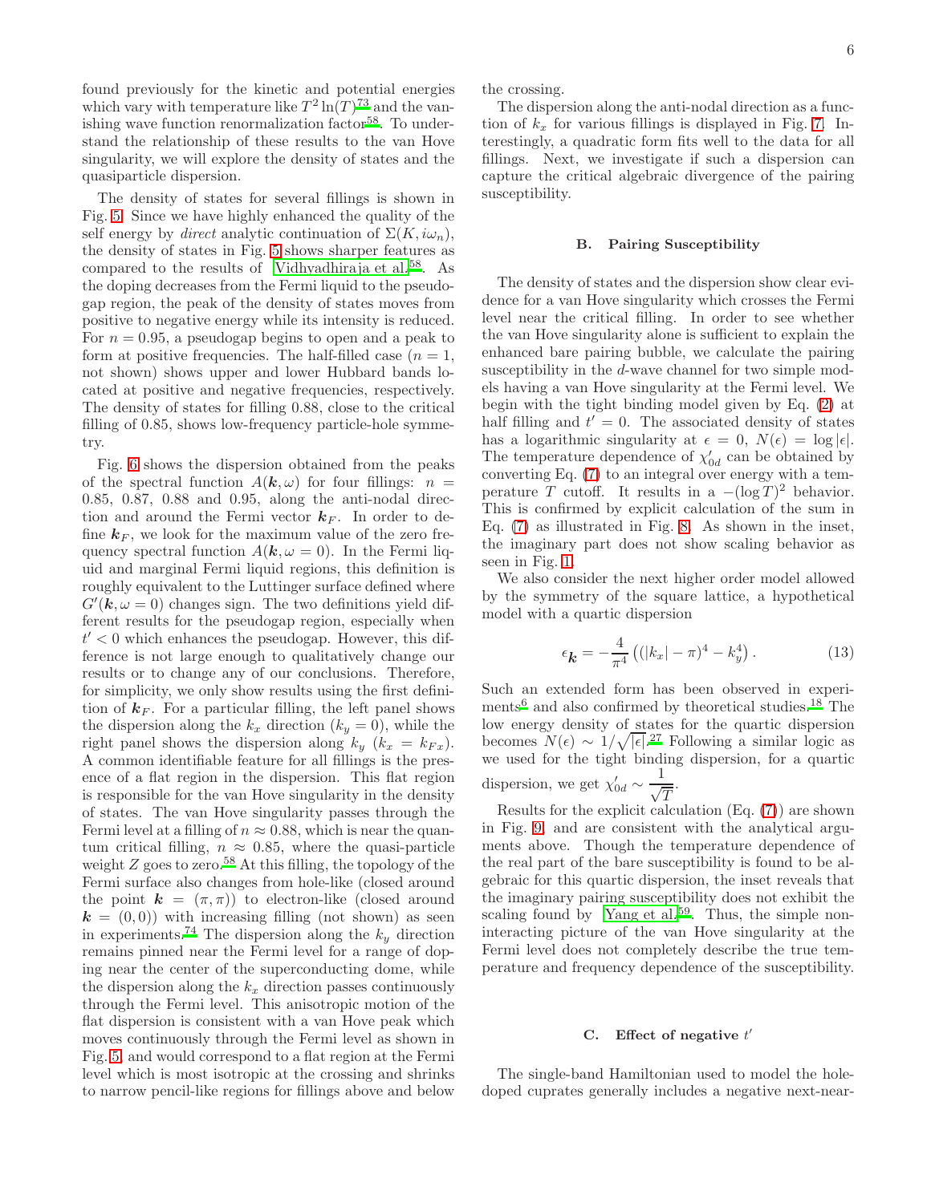found previously for the kinetic and potential energies which vary with temperature like $T^2\ln(T)$[73] and the vanishing wave function renormalization factor[58]. To understand the relationship of these results to the van Hove singularity, we will explore the density of states and the quasiparticle dispersion.

The density of states for several fillings is shown in Fig. 5. Since we have highly enhanced the quality of the self energy by *direct* analytic continuation of $\Sigma(K, i\omega_n)$, the density of states in Fig. 5 shows sharper features as compared to the results of Vidhyadhiraja et al.[58]. As the doping decreases from the Fermi liquid to the pseudogap region, the peak of the density of states moves from positive to negative energy while its intensity is reduced. For $n = 0.95$, a pseudogap begins to open and a peak to form at positive frequencies. The half-filled case ($n = 1$, not shown) shows upper and lower Hubbard bands located at positive and negative frequencies, respectively. The density of states for filling 0.88, close to the critical filling of 0.85, shows low-frequency particle-hole symmetry.

Fig. 6 shows the dispersion obtained from the peaks of the spectral function $A(\boldsymbol{k}, \omega)$ for four fillings: $n =$ 0.85, 0.87, 0.88 and 0.95, along the anti-nodal direction and around the Fermi vector $\boldsymbol{k}_F$. In order to define $\boldsymbol{k}_F$, we look for the maximum value of the zero frequency spectral function $A(\boldsymbol{k}, \omega = 0)$. In the Fermi liquid and marginal Fermi liquid regions, this definition is roughly equivalent to the Luttinger surface defined where $G'(\boldsymbol{k}, \omega = 0)$ changes sign. The two definitions yield different results for the pseudogap region, especially when $t' < 0$ which enhances the pseudogap. However, this difference is not large enough to qualitatively change our results or to change any of our conclusions. Therefore, for simplicity, we only show results using the first definition of $\boldsymbol{k}_F$. For a particular filling, the left panel shows the dispersion along the $k_x$ direction ($k_y = 0$), while the right panel shows the dispersion along $k_y$ ($k_x = k_{Fx}$). A common identifiable feature for all fillings is the presence of a flat region in the dispersion. This flat region is responsible for the van Hove singularity in the density of states. The van Hove singularity passes through the Fermi level at a filling of $n \approx 0.88$, which is near the quantum critical filling, $n \approx 0.85$, where the quasi-particle weight $Z$ goes to zero.[58] At this filling, the topology of the Fermi surface also changes from hole-like (closed around the point $\boldsymbol{k} = (\pi, \pi)$) to electron-like (closed around $\boldsymbol{k} = (0, 0)$) with increasing filling (not shown) as seen in experiments.[74] The dispersion along the $k_y$ direction remains pinned near the Fermi level for a range of doping near the center of the superconducting dome, while the dispersion along the $k_x$ direction passes continuously through the Fermi level. This anisotropic motion of the flat dispersion is consistent with a van Hove peak which moves continuously through the Fermi level as shown in Fig. 5 and would correspond to a flat region at the Fermi level which is most isotropic at the crossing and shrinks to narrow pencil-like regions for fillings above and below the crossing.

The dispersion along the anti-nodal direction as a function of $k_x$ for various fillings is displayed in Fig. 7. Interestingly, a quadratic form fits well to the data for all fillings. Next, we investigate if such a dispersion can capture the critical algebraic divergence of the pairing susceptibility.

### B. Pairing Susceptibility

The density of states and the dispersion show clear evidence for a van Hove singularity which crosses the Fermi level near the critical filling. In order to see whether the van Hove singularity alone is sufficient to explain the enhanced bare pairing bubble, we calculate the pairing susceptibility in the $d$-wave channel for two simple models having a van Hove singularity at the Fermi level. We begin with the tight binding model given by Eq. (2) at half filling and $t' = 0$. The associated density of states has a logarithmic singularity at $\epsilon = 0$, $N(\epsilon) = \log|\epsilon|$. The temperature dependence of $\chi'_{0d}$ can be obtained by converting Eq. (7) to an integral over energy with a temperature $T$ cutoff. It results in a $-(\log T)^2$ behavior. This is confirmed by explicit calculation of the sum in Eq. (7) as illustrated in Fig. 8. As shown in the inset, the imaginary part does not show scaling behavior as seen in Fig. 1.

We also consider the next higher order model allowed by the symmetry of the square lattice, a hypothetical model with a quartic dispersion

$$\epsilon_{\boldsymbol{k}} = -\frac{4}{\pi^4}\left((|k_x| - \pi)^4 - k_y^4\right). \tag{13}$$

Such an extended form has been observed in experiments[6] and also confirmed by theoretical studies.[18] The low energy density of states for the quartic dispersion becomes $N(\epsilon) \sim 1/\sqrt{|\epsilon|}$.[27] Following a similar logic as we used for the tight binding dispersion, for a quartic dispersion, we get $\chi'_{0d} \sim \dfrac{1}{\sqrt{T}}$.

Results for the explicit calculation (Eq. (7)) are shown in Fig. 9, and are consistent with the analytical arguments above. Though the temperature dependence of the real part of the bare susceptibility is found to be algebraic for this quartic dispersion, the inset reveals that the imaginary pairing susceptibility does not exhibit the scaling found by Yang et al.[59]. Thus, the simple non-interacting picture of the van Hove singularity at the Fermi level does not completely describe the true temperature and frequency dependence of the susceptibility.

### C. Effect of negative $t'$

The single-band Hamiltonian used to model the hole-doped cuprates generally includes a negative next-near-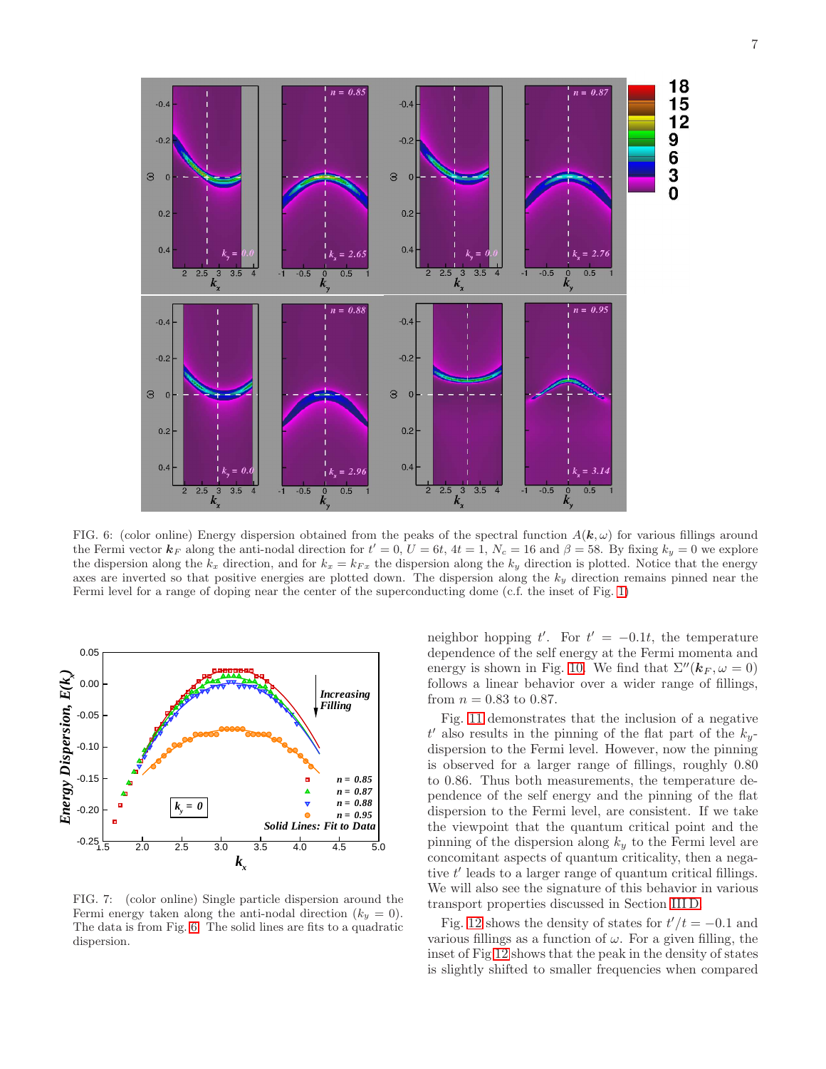FIG. 6: (color online) Energy dispersion obtained from the peaks of the spectral function $A(\boldsymbol{k}, \omega)$ for various fillings around the Fermi vector $\boldsymbol{k}_F$ along the anti-nodal direction for $t' = 0$, $U = 6t$, $4t = 1$, $N_c = 16$ and $\beta = 58$. By fixing $k_y = 0$ we explore the dispersion along the $k_x$ direction, and for $k_x = k_{Fx}$ the dispersion along the $k_y$ direction is plotted. Notice that the energy axes are inverted so that positive energies are plotted down. The dispersion along the $k_y$ direction remains pinned near the Fermi level for a range of doping near the center of the superconducting dome (c.f. the inset of Fig. 1)

FIG. 7: (color online) Single particle dispersion around the Fermi energy taken along the anti-nodal direction ($k_y = 0$). The data is from Fig. 6. The solid lines are fits to a quadratic dispersion.

neighbor hopping $t'$. For $t' = -0.1t$, the temperature dependence of the self energy at the Fermi momenta and energy is shown in Fig. 10. We find that $\Sigma''(\boldsymbol{k}_F, \omega = 0)$ follows a linear behavior over a wider range of fillings, from $n = 0.83$ to $0.87$.

Fig. 11 demonstrates that the inclusion of a negative $t'$ also results in the pinning of the flat part of the $k_y$-dispersion to the Fermi level. However, now the pinning is observed for a larger range of fillings, roughly 0.80 to 0.86. Thus both measurements, the temperature dependence of the self energy and the pinning of the flat dispersion to the Fermi level, are consistent. If we take the viewpoint that the quantum critical point and the pinning of the dispersion along $k_y$ to the Fermi level are concomitant aspects of quantum criticality, then a negative $t'$ leads to a larger range of quantum critical fillings. We will also see the signature of this behavior in various transport properties discussed in Section III D.

Fig. 12 shows the density of states for $t'/t = -0.1$ and various fillings as a function of $\omega$. For a given filling, the inset of Fig 12 shows that the peak in the density of states is slightly shifted to smaller frequencies when compared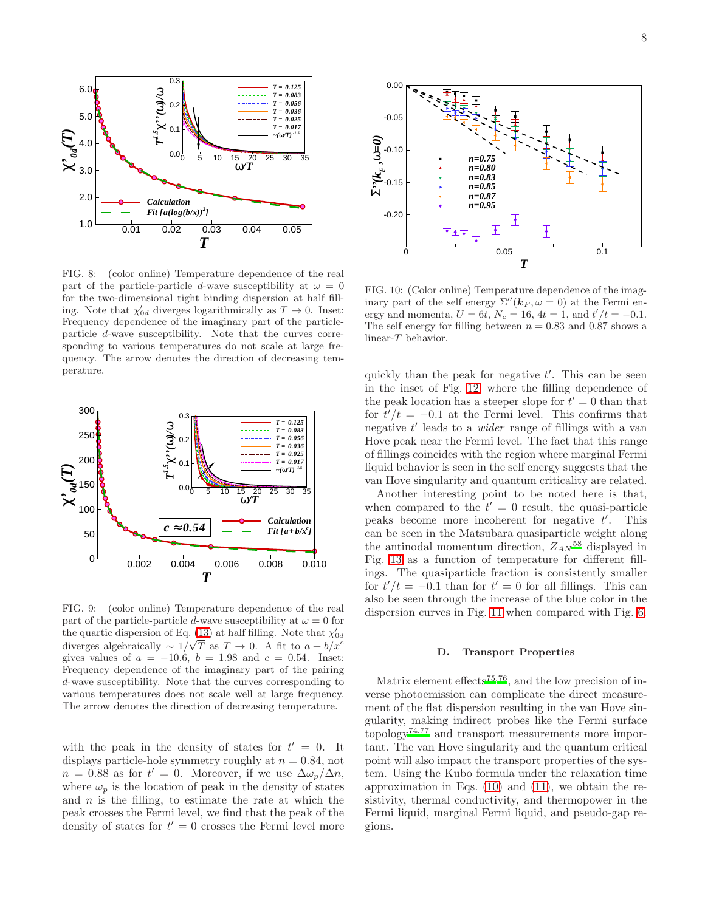FIG. 8: (color online) Temperature dependence of the real part of the particle-particle $d$-wave susceptibility at $\omega = 0$ for the two-dimensional tight binding dispersion at half filling. Note that $\chi'_{0d}$ diverges logarithmically as $T \to 0$. Inset: Frequency dependence of the imaginary part of the particle-particle $d$-wave susceptibility. Note that the curves corresponding to various temperatures do not scale at large frequency. The arrow denotes the direction of decreasing temperature.

FIG. 9: (color online) Temperature dependence of the real part of the particle-particle $d$-wave susceptibility at $\omega = 0$ for the quartic dispersion of Eq. (13) at half filling. Note that $\chi'_{0d}$ diverges algebraically $\sim 1/\sqrt{T}$ as $T \to 0$. A fit to $a + b/x^c$ gives values of $a = -10.6$, $b = 1.98$ and $c = 0.54$. Inset: Frequency dependence of the imaginary part of the pairing $d$-wave susceptibility. Note that the curves corresponding to various temperatures does not scale well at large frequency. The arrow denotes the direction of decreasing temperature.

with the peak in the density of states for $t' = 0$. It displays particle-hole symmetry roughly at $n = 0.84$, not $n = 0.88$ as for $t' = 0$. Moreover, if we use $\Delta\omega_p/\Delta n$, where $\omega_p$ is the location of peak in the density of states and $n$ is the filling, to estimate the rate at which the peak crosses the Fermi level, we find that the peak of the density of states for $t' = 0$ crosses the Fermi level more quickly than the peak for negative $t'$. This can be seen in the inset of Fig. 12, where the filling dependence of the peak location has a steeper slope for $t' = 0$ than that for $t'/t = -0.1$ at the Fermi level. This confirms that negative $t'$ leads to a *wider* range of fillings with a van Hove peak near the Fermi level. The fact that this range of fillings coincides with the region where marginal Fermi liquid behavior is seen in the self energy suggests that the van Hove singularity and quantum criticality are related.

Another interesting point to be noted here is that, when compared to the $t' = 0$ result, the quasi-particle peaks become more incoherent for negative $t'$. This can be seen in the Matsubara quasiparticle weight along the antinodal momentum direction, $Z_{AN}$[58] displayed in Fig. 13 as a function of temperature for different fillings. The quasiparticle fraction is consistently smaller for $t'/t = -0.1$ than for $t' = 0$ for all fillings. This can also be seen through the increase of the blue color in the dispersion curves in Fig. 11 when compared with Fig. 6.

FIG. 10: (Color online) Temperature dependence of the imaginary part of the self energy $\Sigma''(\boldsymbol{k}_F, \omega = 0)$ at the Fermi energy and momenta, $U = 6t$, $N_c = 16$, $4t = 1$, and $t'/t = -0.1$. The self energy for filling between $n = 0.83$ and 0.87 shows a linear-$T$ behavior.

### D. Transport Properties

Matrix element effects[75,76], and the low precision of inverse photoemission can complicate the direct measurement of the flat dispersion resulting in the van Hove singularity, making indirect probes like the Fermi surface topology[74,77] and transport measurements more important. The van Hove singularity and the quantum critical point will also impact the transport properties of the system. Using the Kubo formula under the relaxation time approximation in Eqs. (10) and (11), we obtain the resistivity, thermal conductivity, and thermopower in the Fermi liquid, marginal Fermi liquid, and pseudo-gap regions.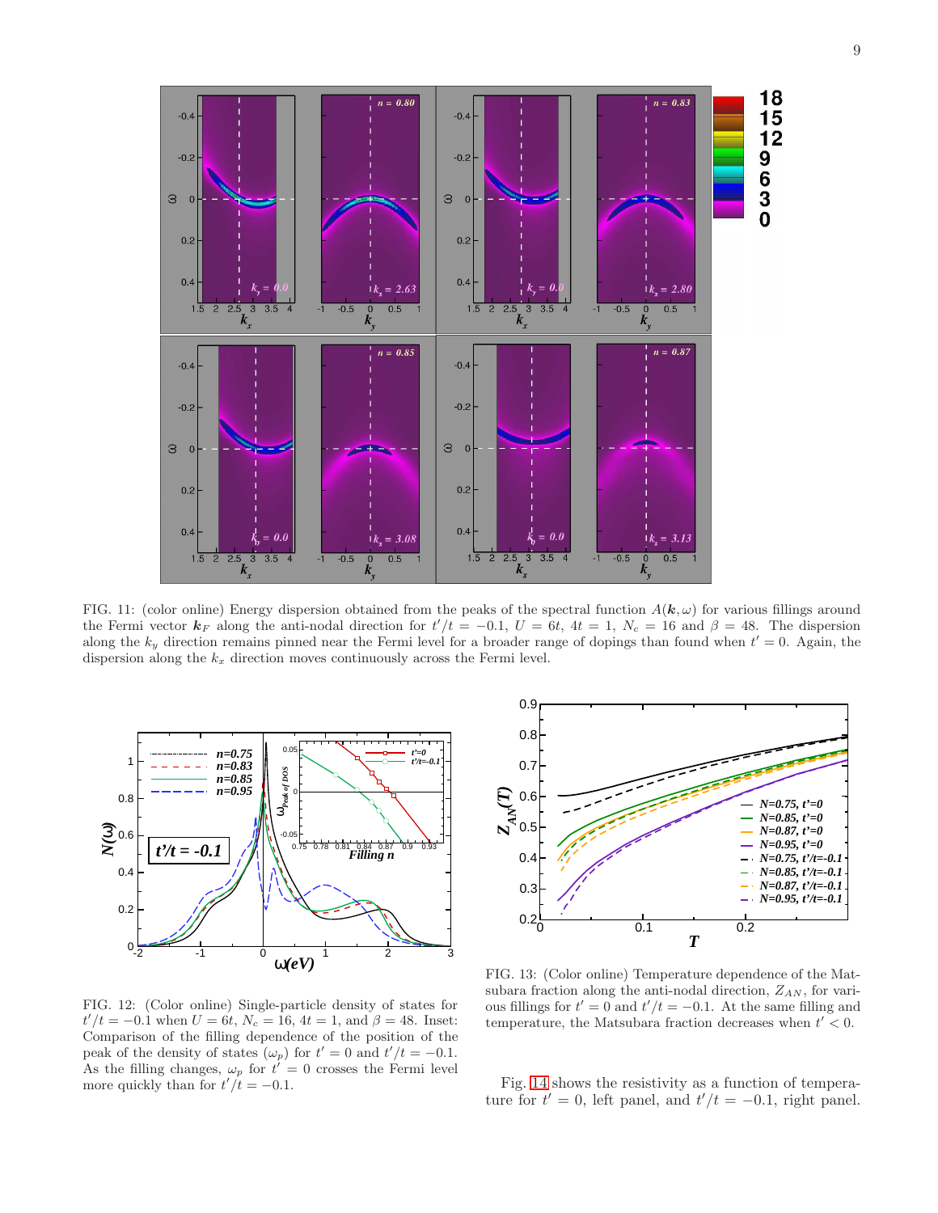FIG. 11: (color online) Energy dispersion obtained from the peaks of the spectral function $A(\boldsymbol{k},\omega)$ for various fillings around the Fermi vector $\boldsymbol{k}_F$ along the anti-nodal direction for $t'/t = -0.1$, $U = 6t$, $4t = 1$, $N_c = 16$ and $\beta = 48$. The dispersion along the $k_y$ direction remains pinned near the Fermi level for a broader range of dopings than found when $t' = 0$. Again, the dispersion along the $k_x$ direction moves continuously across the Fermi level.

FIG. 12: (Color online) Single-particle density of states for $t'/t = -0.1$ when $U = 6t$, $N_c = 16$, $4t = 1$, and $\beta = 48$. Inset: Comparison of the filling dependence of the position of the peak of the density of states ($\omega_p$) for $t' = 0$ and $t'/t = -0.1$. As the filling changes, $\omega_p$ for $t' = 0$ crosses the Fermi level more quickly than for $t'/t = -0.1$.

FIG. 13: (Color online) Temperature dependence of the Matsubara fraction along the anti-nodal direction, $Z_{AN}$, for various fillings for $t' = 0$ and $t'/t = -0.1$. At the same filling and temperature, the Matsubara fraction decreases when $t' < 0$.

Fig. 14 shows the resistivity as a function of temperature for $t' = 0$, left panel, and $t'/t = -0.1$, right panel.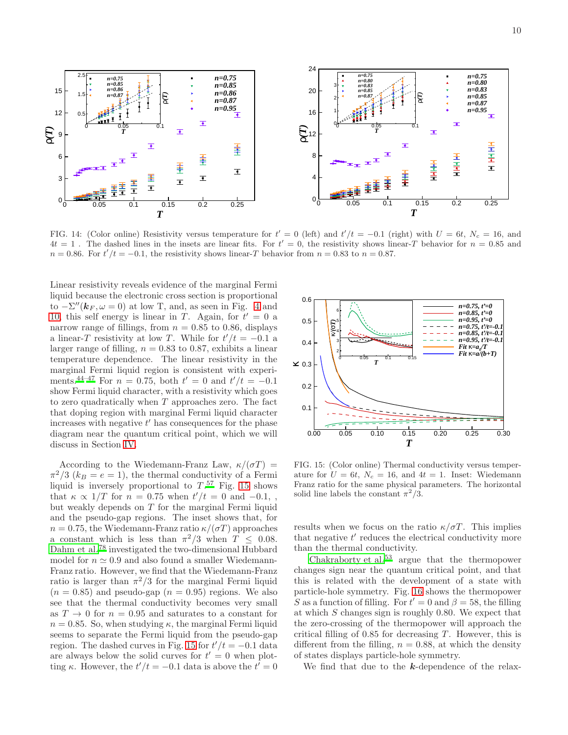FIG. 14: (Color online) Resistivity versus temperature for $t' = 0$ (left) and $t'/t = -0.1$ (right) with $U = 6t$, $N_c = 16$, and $4t = 1$ . The dashed lines in the insets are linear fits. For $t' = 0$, the resistivity shows linear-$T$ behavior for $n = 0.85$ and $n = 0.86$. For $t'/t = -0.1$, the resistivity shows linear-$T$ behavior from $n = 0.83$ to $n = 0.87$.

Linear resistivity reveals evidence of the marginal Fermi liquid because the electronic cross section is proportional to $-\Sigma''(\boldsymbol{k}_F, \omega = 0)$ at low T, and, as seen in Fig. 4 and 10, this self energy is linear in $T$. Again, for $t' = 0$ a narrow range of fillings, from $n = 0.85$ to 0.86, displays a linear-$T$ resistivity at low $T$. While for $t'/t = -0.1$ a larger range of filling, $n = 0.83$ to 0.87, exhibits a linear temperature dependence. The linear resistivity in the marginal Fermi liquid region is consistent with experiments.[44–47] For $n = 0.75$, both $t' = 0$ and $t'/t = -0.1$ show Fermi liquid character, with a resistivity which goes to zero quadratically when $T$ approaches zero. The fact that doping region with marginal Fermi liquid character increases with negative $t'$ has consequences for the phase diagram near the quantum critical point, which we will discuss in Section IV.

According to the Wiedemann-Franz Law, $\kappa/(\sigma T) = \pi^2/3$ ($k_B = e = 1$), the thermal conductivity of a Fermi liquid is inversely proportional to $T$.[57] Fig. 15 shows that $\kappa \propto 1/T$ for $n = 0.75$ when $t'/t = 0$ and $-0.1$, , but weakly depends on $T$ for the marginal Fermi liquid and the pseudo-gap regions. The inset shows that, for $n = 0.75$, the Wiedemann-Franz ratio $\kappa/(\sigma T)$ approaches a constant which is less than $\pi^2/3$ when $T \leq 0.08$. Dahm et al.[78] investigated the two-dimensional Hubbard model for $n \simeq 0.9$ and also found a smaller Wiedemann-Franz ratio. However, we find that the Wiedemann-Franz ratio is larger than $\pi^2/3$ for the marginal Fermi liquid ($n = 0.85$) and pseudo-gap ($n = 0.95$) regions. We also see that the thermal conductivity becomes very small as $T \to 0$ for $n = 0.95$ and saturates to a constant for $n = 0.85$. So, when studying $\kappa$, the marginal Fermi liquid seems to separate the Fermi liquid from the pseudo-gap region. The dashed curves in Fig. 15 for $t'/t = -0.1$ data are always below the solid curves for $t' = 0$ when plotting $\kappa$. However, the $t'/t = -0.1$ data is above the $t' = 0$ results when we focus on the ratio $\kappa/\sigma T$. This implies that negative $t'$ reduces the electrical conductivity more than the thermal conductivity.

FIG. 15: (Color online) Thermal conductivity versus temperature for $U = 6t$, $N_c = 16$, and $4t = 1$. Inset: Wiedemann Franz ratio for the same physical parameters. The horizontal solid line labels the constant $\pi^2/3$.

Chakraborty et al.[53] argue that the thermopower changes sign near the quantum critical point, and that this is related with the development of a state with particle-hole symmetry. Fig. 16 shows the thermopower $S$ as a function of filling. For $t' = 0$ and $\beta = 58$, the filling at which $S$ changes sign is roughly 0.80. We expect that the zero-crossing of the thermopower will approach the critical filling of 0.85 for decreasing $T$. However, this is different from the filling, $n = 0.88$, at which the density of states displays particle-hole symmetry.

We find that due to the $\boldsymbol{k}$-dependence of the relax-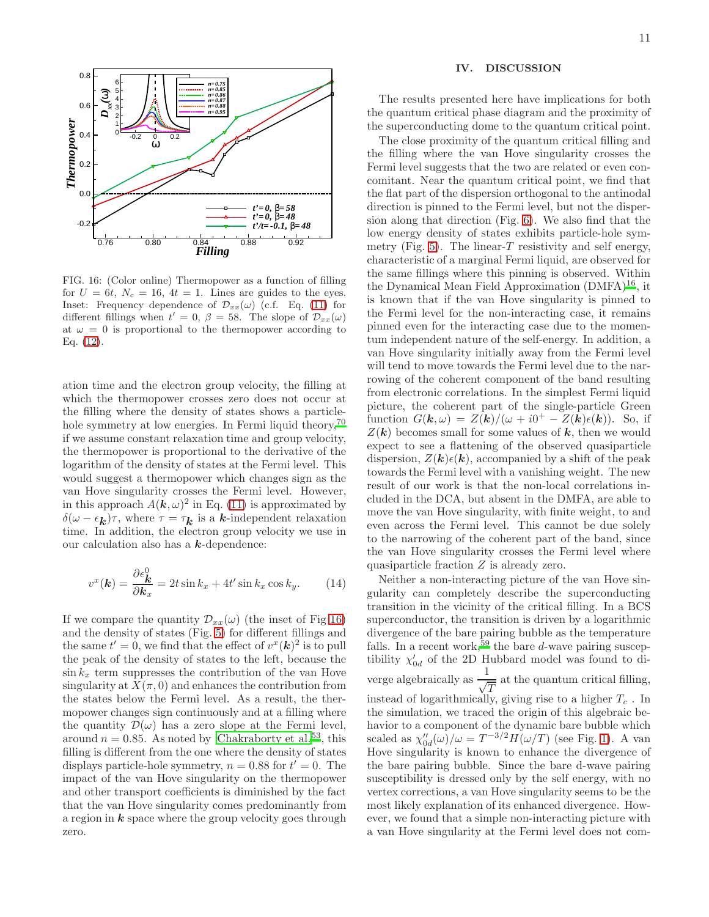Thermopower

Filling

0.76 0.80 0.84 0.88 0.92

-0.2 0.0 0.2 0.4 0.6 0.8

t'=0, β=58
t'=0, β=48
t'/t=-0.1, β=48

$D_{xx}(\omega)$

$\omega$

-0.2 0 0.2

0 1 2 3 4 5 6

n=0.75
n=0.85
n=0.86
n=0.87
n=0.88
n=0.95

FIG. 16: (Color online) Thermopower as a function of filling for $U = 6t$, $N_c = 16$, $4t = 1$. Lines are guides to the eyes. Inset: Frequency dependence of $\mathcal{D}_{xx}(\omega)$ (c.f. Eq. (11) for different fillings when $t' = 0$, $\beta = 58$. The slope of $\mathcal{D}_{xx}(\omega)$ at $\omega = 0$ is proportional to the thermopower according to Eq. (12).

ation time and the electron group velocity, the filling at which the thermopower crosses zero does not occur at the filling where the density of states shows a particle-hole symmetry at low energies. In Fermi liquid theory,[70] if we assume constant relaxation time and group velocity, the thermopower is proportional to the derivative of the logarithm of the density of states at the Fermi level. This would suggest a thermopower which changes sign as the van Hove singularity crosses the Fermi level. However, in this approach $A(\boldsymbol{k}, \omega)^2$ in Eq. (11) is approximated by $\delta(\omega - \epsilon_{\boldsymbol{k}})\tau$, where $\tau = \tau_{\boldsymbol{k}}$ is a $\boldsymbol{k}$-independent relaxation time. In addition, the electron group velocity we use in our calculation also has a $\boldsymbol{k}$-dependence:

$$v^x(\boldsymbol{k}) = \frac{\partial \epsilon^0_{\boldsymbol{k}}}{\partial \boldsymbol{k}_x} = 2t \sin k_x + 4t' \sin k_x \cos k_y. \tag{14}$$

If we compare the quantity $\mathcal{D}_{xx}(\omega)$ (the inset of Fig 16) and the density of states (Fig. 5) for different fillings and the same $t' = 0$, we find that the effect of $v^x(\boldsymbol{k})^2$ is to pull the peak of the density of states to the left, because the $\sin k_x$ term suppresses the contribution of the van Hove singularity at $X(\pi, 0)$ and enhances the contribution from the states below the Fermi level. As a result, the thermopower changes sign continuously and at a filling where the quantity $\mathcal{D}(\omega)$ has a zero slope at the Fermi level, around $n = 0.85$. As noted by Chakraborty et al.[53], this filling is different from the one where the density of states displays particle-hole symmetry, $n = 0.88$ for $t' = 0$. The impact of the van Hove singularity on the thermopower and other transport coefficients is diminished by the fact that the van Hove singularity comes predominantly from a region in $\boldsymbol{k}$ space where the group velocity goes through zero.

## IV. DISCUSSION

The results presented here have implications for both the quantum critical phase diagram and the proximity of the superconducting dome to the quantum critical point.

The close proximity of the quantum critical filling and the filling where the van Hove singularity crosses the Fermi level suggests that the two are related or even concomitant. Near the quantum critical point, we find that the flat part of the dispersion orthogonal to the antinodal direction is pinned to the Fermi level, but not the dispersion along that direction (Fig. 6). We also find that the low energy density of states exhibits particle-hole symmetry (Fig. 5). The linear-$T$ resistivity and self energy, characteristic of a marginal Fermi liquid, are observed for the same fillings where this pinning is observed. Within the Dynamical Mean Field Approximation (DMFA)[16], it is known that if the van Hove singularity is pinned to the Fermi level for the non-interacting case, it remains pinned even for the interacting case due to the momentum independent nature of the self-energy. In addition, a van Hove singularity initially away from the Fermi level will tend to move towards the Fermi level due to the narrowing of the coherent component of the band resulting from electronic correlations. In the simplest Fermi liquid picture, the coherent part of the single-particle Green function $G(\boldsymbol{k}, \omega) = Z(\boldsymbol{k})/(\omega + i0^+ - Z(\boldsymbol{k})\epsilon(\boldsymbol{k}))$. So, if $Z(\boldsymbol{k})$ becomes small for some values of $\boldsymbol{k}$, then we would expect to see a flattening of the observed quasiparticle dispersion, $Z(\boldsymbol{k})\epsilon(\boldsymbol{k})$, accompanied by a shift of the peak towards the Fermi level with a vanishing weight. The new result of our work is that the non-local correlations included in the DCA, but absent in the DMFA, are able to move the van Hove singularity, with finite weight, to and even across the Fermi level. This cannot be due solely to the narrowing of the coherent part of the band, since the van Hove singularity crosses the Fermi level where quasiparticle fraction $Z$ is already zero.

Neither a non-interacting picture of the van Hove singularity can completely describe the superconducting transition in the vicinity of the critical filling. In a BCS superconductor, the transition is driven by a logarithmic divergence of the bare pairing bubble as the temperature falls. In a recent work,[59] the bare $d$-wave pairing susceptibility $\chi'_{0d}$ of the 2D Hubbard model was found to diverge algebraically as $\frac{1}{\sqrt{T}}$ at the quantum critical filling, instead of logarithmically, giving rise to a higher $T_c$ . In the simulation, we traced the origin of this algebraic behavior to a component of the dynamic bare bubble which scaled as $\chi''_{0d}(\omega)/\omega = T^{-3/2}H(\omega/T)$ (see Fig. 1). A van Hove singularity is known to enhance the divergence of the bare pairing bubble. Since the bare d-wave pairing susceptibility is dressed only by the self energy, with no vertex corrections, a van Hove singularity seems to be the most likely explanation of its enhanced divergence. However, we found that a simple non-interacting picture with a van Hove singularity at the Fermi level does not com-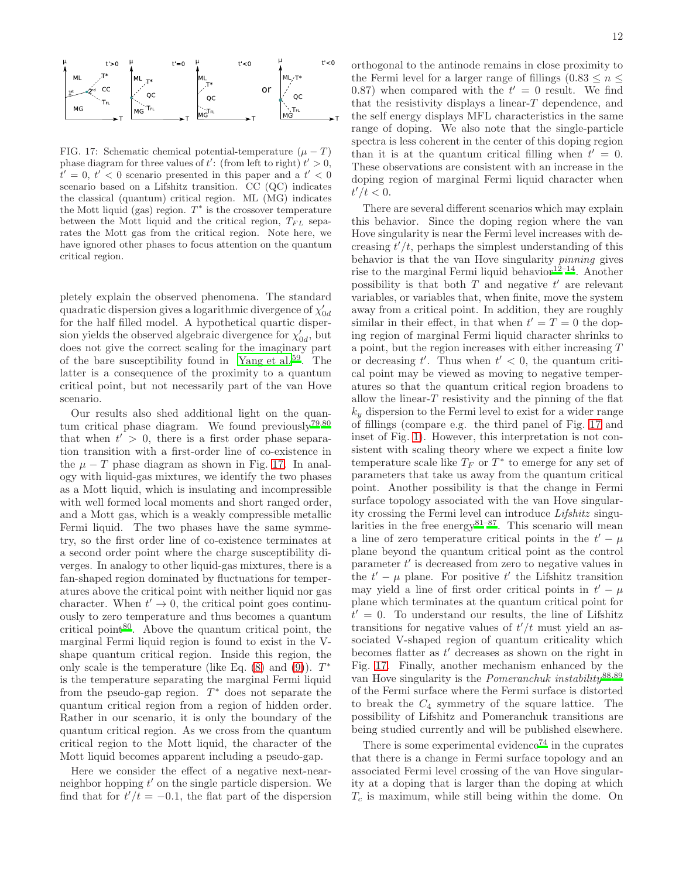μ t'>0 ML T* 1st 2nd CC T_FL MG T

μ t'=0 ML T* QC MG T_FL T

μ t'<0 ML T* QC T_FL MG T

or

μ t'<0 ML T* QC T_FL MG T

FIG. 17: Schematic chemical potential-temperature ($\mu - T$) phase diagram for three values of $t'$: (from left to right) $t' > 0$, $t' = 0$, $t' < 0$ scenario presented in this paper and a $t' < 0$ scenario based on a Lifshitz transition. CC (QC) indicates the classical (quantum) critical region. ML (MG) indicates the Mott liquid (gas) region. $T^*$ is the crossover temperature between the Mott liquid and the critical region, $T_{FL}$ separates the Mott gas from the critical region. Note here, we have ignored other phases to focus attention on the quantum critical region.

pletely explain the observed phenomena. The standard quadratic dispersion gives a logarithmic divergence of $\chi'_{0d}$ for the half filled model. A hypothetical quartic dispersion yields the observed algebraic divergence for $\chi'_{0d}$, but does not give the correct scaling for the imaginary part of the bare susceptibility found in Yang et al.[59]. The latter is a consequence of the proximity to a quantum critical point, but not necessarily part of the van Hove scenario.

Our results also shed additional light on the quantum critical phase diagram. We found previously[79,80] that when $t' > 0$, there is a first order phase separation transition with a first-order line of co-existence in the $\mu - T$ phase diagram as shown in Fig. 17. In analogy with liquid-gas mixtures, we identify the two phases as a Mott liquid, which is insulating and incompressible with well formed local moments and short ranged order, and a Mott gas, which is a weakly compressible metallic Fermi liquid. The two phases have the same symmetry, so the first order line of co-existence terminates at a second order point where the charge susceptibility diverges. In analogy to other liquid-gas mixtures, there is a fan-shaped region dominated by fluctuations for temperatures above the critical point with neither liquid nor gas character. When $t' \to 0$, the critical point goes continuously to zero temperature and thus becomes a quantum critical point[80]. Above the quantum critical point, the marginal Fermi liquid region is found to exist in the V-shape quantum critical region. Inside this region, the only scale is the temperature (like Eq. (8) and (9)). $T^*$ is the temperature separating the marginal Fermi liquid from the pseudo-gap region. $T^*$ does not separate the quantum critical region from a region of hidden order. Rather in our scenario, it is only the boundary of the quantum critical region. As we cross from the quantum critical region to the Mott liquid, the character of the Mott liquid becomes apparent including a pseudo-gap.

Here we consider the effect of a negative next-near-neighbor hopping $t'$ on the single particle dispersion. We find that for $t'/t = -0.1$, the flat part of the dispersion orthogonal to the antinode remains in close proximity to the Fermi level for a larger range of fillings ($0.83 \leq n \leq 0.87$) when compared with the $t' = 0$ result. We find that the resistivity displays a linear-$T$ dependence, and the self energy displays MFL characteristics in the same range of doping. We also note that the single-particle spectra is less coherent in the center of this doping region than it is at the quantum critical filling when $t' = 0$. These observations are consistent with an increase in the doping region of marginal Fermi liquid character when $t'/t < 0$.

There are several different scenarios which may explain this behavior. Since the doping region where the van Hove singularity is near the Fermi level increases with decreasing $t'/t$, perhaps the simplest understanding of this behavior is that the van Hove singularity *pinning* gives rise to the marginal Fermi liquid behavior[12–14]. Another possibility is that both $T$ and negative $t'$ are relevant variables, or variables that, when finite, move the system away from a critical point. In addition, they are roughly similar in their effect, in that when $t' = T = 0$ the doping region of marginal Fermi liquid character shrinks to a point, but the region increases with either increasing $T$ or decreasing $t'$. Thus when $t' < 0$, the quantum critical point may be viewed as moving to negative temperatures so that the quantum critical region broadens to allow the linear-$T$ resistivity and the pinning of the flat $k_y$ dispersion to the Fermi level to exist for a wider range of fillings (compare e.g. the third panel of Fig. 17 and inset of Fig. 1). However, this interpretation is not consistent with scaling theory where we expect a finite low temperature scale like $T_F$ or $T^*$ to emerge for any set of parameters that take us away from the quantum critical point. Another possibility is that the change in Fermi surface topology associated with the van Hove singularity crossing the Fermi level can introduce *Lifshitz* singularities in the free energy[81–87]. This scenario will mean a line of zero temperature critical points in the $t' - \mu$ plane beyond the quantum critical point as the control parameter $t'$ is decreased from zero to negative values in the $t' - \mu$ plane. For positive $t'$ the Lifshitz transition may yield a line of first order critical points in $t' - \mu$ plane which terminates at the quantum critical point for $t' = 0$. To understand our results, the line of Lifshitz transitions for negative values of $t'/t$ must yield an associated V-shaped region of quantum criticality which becomes flatter as $t'$ decreases as shown on the right in Fig. 17. Finally, another mechanism enhanced by the van Hove singularity is the *Pomeranchuk instability*[88,89] of the Fermi surface where the Fermi surface is distorted to break the $C_4$ symmetry of the square lattice. The possibility of Lifshitz and Pomeranchuk transitions are being studied currently and will be published elsewhere.

There is some experimental evidence[74] in the cuprates that there is a change in Fermi surface topology and an associated Fermi level crossing of the van Hove singularity at a doping that is larger than the doping at which $T_c$ is maximum, while still being within the dome. On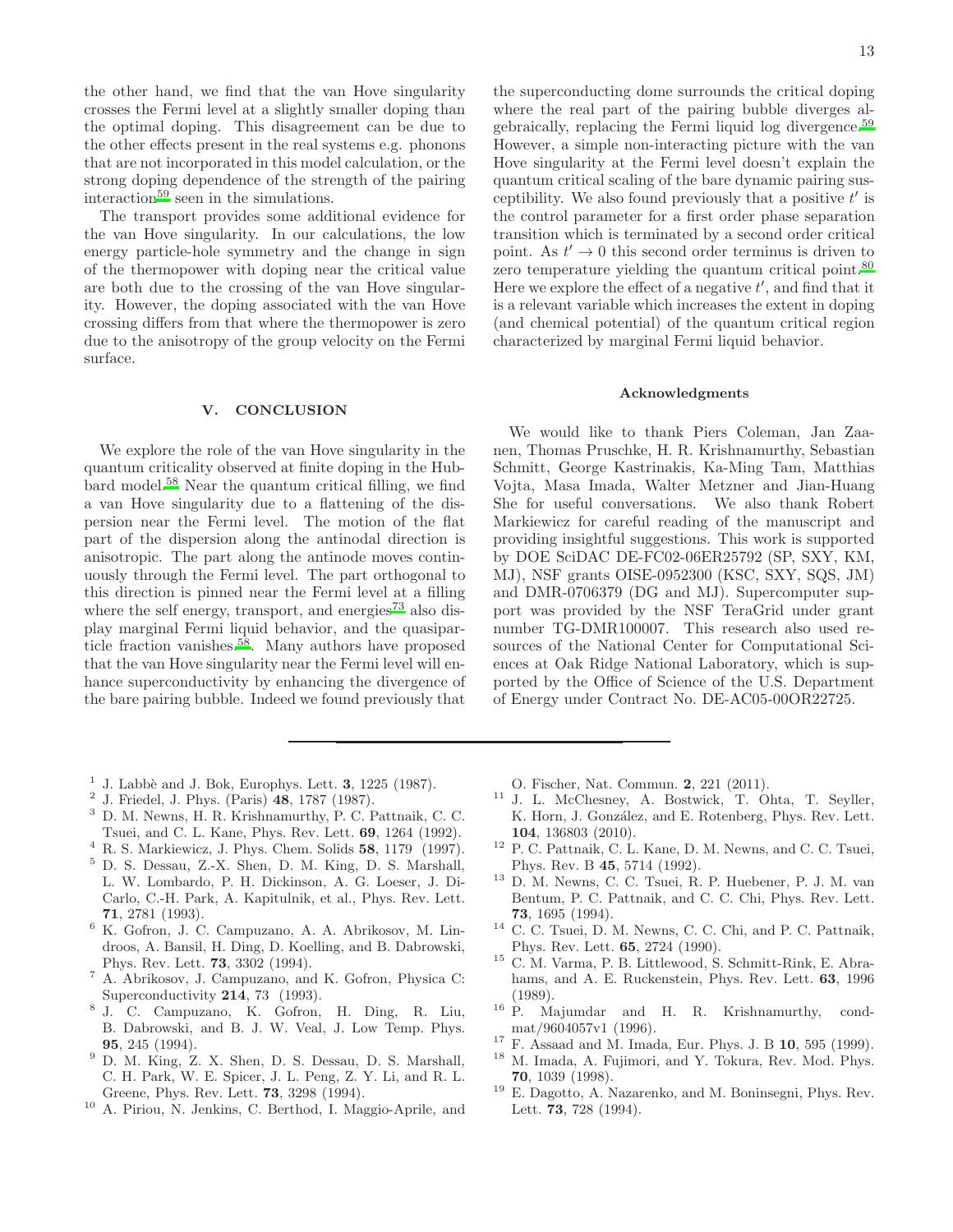the other hand, we find that the van Hove singularity crosses the Fermi level at a slightly smaller doping than the optimal doping. This disagreement can be due to the other effects present in the real systems e.g. phonons that are not incorporated in this model calculation, or the strong doping dependence of the strength of the pairing interaction[59] seen in the simulations.

The transport provides some additional evidence for the van Hove singularity. In our calculations, the low energy particle-hole symmetry and the change in sign of the thermopower with doping near the critical value are both due to the crossing of the van Hove singularity. However, the doping associated with the van Hove crossing differs from that where the thermopower is zero due to the anisotropy of the group velocity on the Fermi surface.

## V. CONCLUSION

We explore the role of the van Hove singularity in the quantum criticality observed at finite doping in the Hubbard model.[58] Near the quantum critical filling, we find a van Hove singularity due to a flattening of the dispersion near the Fermi level. The motion of the flat part of the dispersion along the antinodal direction is anisotropic. The part along the antinode moves continuously through the Fermi level. The part orthogonal to this direction is pinned near the Fermi level at a filling where the self energy, transport, and energies[73] also display marginal Fermi liquid behavior, and the quasiparticle fraction vanishes.[58]. Many authors have proposed that the van Hove singularity near the Fermi level will enhance superconductivity by enhancing the divergence of the bare pairing bubble. Indeed we found previously that the superconducting dome surrounds the critical doping where the real part of the pairing bubble diverges algebraically, replacing the Fermi liquid log divergence.[59] However, a simple non-interacting picture with the van Hove singularity at the Fermi level doesn't explain the quantum critical scaling of the bare dynamic pairing susceptibility. We also found previously that a positive $t'$ is the control parameter for a first order phase separation transition which is terminated by a second order critical point. As $t' \to 0$ this second order terminus is driven to zero temperature yielding the quantum critical point.[80] Here we explore the effect of a negative $t'$, and find that it is a relevant variable which increases the extent in doping (and chemical potential) of the quantum critical region characterized by marginal Fermi liquid behavior.

### Acknowledgments

We would like to thank Piers Coleman, Jan Zaanen, Thomas Pruschke, H. R. Krishnamurthy, Sebastian Schmitt, George Kastrinakis, Ka-Ming Tam, Matthias Vojta, Masa Imada, Walter Metzner and Jian-Huang She for useful conversations. We also thank Robert Markiewicz for careful reading of the manuscript and providing insightful suggestions. This work is supported by DOE SciDAC DE-FC02-06ER25792 (SP, SXY, KM, MJ), NSF grants OISE-0952300 (KSC, SXY, SQS, JM) and DMR-0706379 (DG and MJ). Supercomputer support was provided by the NSF TeraGrid under grant number TG-DMR100007. This research also used resources of the National Center for Computational Sciences at Oak Ridge National Laboratory, which is supported by the Office of Science of the U.S. Department of Energy under Contract No. DE-AC05-00OR22725.

---

[1] J. Labbè and J. Bok, Europhys. Lett. **3**, 1225 (1987).
[2] J. Friedel, J. Phys. (Paris) **48**, 1787 (1987).
[3] D. M. Newns, H. R. Krishnamurthy, P. C. Pattnaik, C. C. Tsuei, and C. L. Kane, Phys. Rev. Lett. **69**, 1264 (1992).
[4] R. S. Markiewicz, J. Phys. Chem. Solids **58**, 1179 (1997).
[5] D. S. Dessau, Z.-X. Shen, D. M. King, D. S. Marshall, L. W. Lombardo, P. H. Dickinson, A. G. Loeser, J. DiCarlo, C.-H. Park, A. Kapitulnik, et al., Phys. Rev. Lett. **71**, 2781 (1993).
[6] K. Gofron, J. C. Campuzano, A. A. Abrikosov, M. Lindroos, A. Bansil, H. Ding, D. Koelling, and B. Dabrowski, Phys. Rev. Lett. **73**, 3302 (1994).
[7] A. Abrikosov, J. Campuzano, and K. Gofron, Physica C: Superconductivity **214**, 73 (1993).
[8] J. C. Campuzano, K. Gofron, H. Ding, R. Liu, B. Dabrowski, and B. J. W. Veal, J. Low Temp. Phys. **95**, 245 (1994).
[9] D. M. King, Z. X. Shen, D. S. Dessau, D. S. Marshall, C. H. Park, W. E. Spicer, J. L. Peng, Z. Y. Li, and R. L. Greene, Phys. Rev. Lett. **73**, 3298 (1994).
[10] A. Piriou, N. Jenkins, C. Berthod, I. Maggio-Aprile, and O. Fischer, Nat. Commun. **2**, 221 (2011).
[11] J. L. McChesney, A. Bostwick, T. Ohta, T. Seyller, K. Horn, J. González, and E. Rotenberg, Phys. Rev. Lett. **104**, 136803 (2010).
[12] P. C. Pattnaik, C. L. Kane, D. M. Newns, and C. C. Tsuei, Phys. Rev. B **45**, 5714 (1992).
[13] D. M. Newns, C. C. Tsuei, R. P. Huebener, P. J. M. van Bentum, P. C. Pattnaik, and C. C. Chi, Phys. Rev. Lett. **73**, 1695 (1994).
[14] C. C. Tsuei, D. M. Newns, C. C. Chi, and P. C. Pattnaik, Phys. Rev. Lett. **65**, 2724 (1990).
[15] C. M. Varma, P. B. Littlewood, S. Schmitt-Rink, E. Abrahams, and A. E. Ruckenstein, Phys. Rev. Lett. **63**, 1996 (1989).
[16] P. Majumdar and H. R. Krishnamurthy, cond-mat/9604057v1 (1996).
[17] F. Assaad and M. Imada, Eur. Phys. J. B **10**, 595 (1999).
[18] M. Imada, A. Fujimori, and Y. Tokura, Rev. Mod. Phys. **70**, 1039 (1998).
[19] E. Dagotto, A. Nazarenko, and M. Boninsegni, Phys. Rev. Lett. **73**, 728 (1994).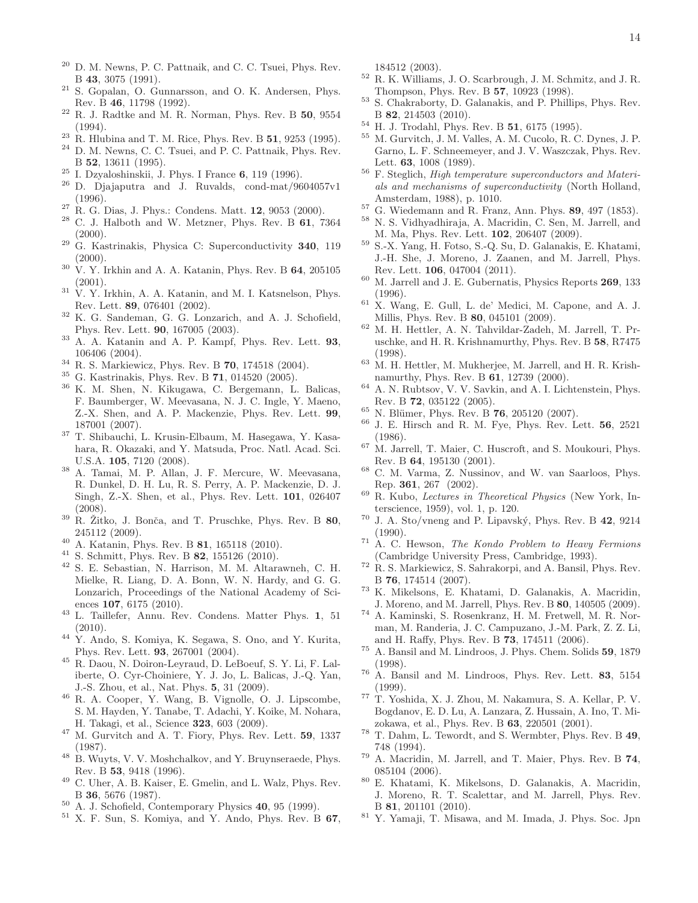[20] D. M. Newns, P. C. Pattnaik, and C. C. Tsuei, Phys. Rev. B **43**, 3075 (1991).

[21] S. Gopalan, O. Gunnarsson, and O. K. Andersen, Phys. Rev. B **46**, 11798 (1992).

[22] R. J. Radtke and M. R. Norman, Phys. Rev. B **50**, 9554 (1994).

[23] R. Hlubina and T. M. Rice, Phys. Rev. B **51**, 9253 (1995).

[24] D. M. Newns, C. C. Tsuei, and P. C. Pattnaik, Phys. Rev. B **52**, 13611 (1995).

[25] I. Dzyaloshinskii, J. Phys. I France **6**, 119 (1996).

[26] D. Djajaputra and J. Ruvalds, cond-mat/9604057v1 (1996).

[27] R. G. Dias, J. Phys.: Condens. Matt. **12**, 9053 (2000).

[28] C. J. Halboth and W. Metzner, Phys. Rev. B **61**, 7364 (2000).

[29] G. Kastrinakis, Physica C: Superconductivity **340**, 119 (2000).

[30] V. Y. Irkhin and A. A. Katanin, Phys. Rev. B **64**, 205105 (2001).

[31] V. Y. Irkhin, A. A. Katanin, and M. I. Katsnelson, Phys. Rev. Lett. **89**, 076401 (2002).

[32] K. G. Sandeman, G. G. Lonzarich, and A. J. Schofield, Phys. Rev. Lett. **90**, 167005 (2003).

[33] A. A. Katanin and A. P. Kampf, Phys. Rev. Lett. **93**, 106406 (2004).

[34] R. S. Markiewicz, Phys. Rev. B **70**, 174518 (2004).

[35] G. Kastrinakis, Phys. Rev. B **71**, 014520 (2005).

[36] K. M. Shen, N. Kikugawa, C. Bergemann, L. Balicas, F. Baumberger, W. Meevasana, N. J. C. Ingle, Y. Maeno, Z.-X. Shen, and A. P. Mackenzie, Phys. Rev. Lett. **99**, 187001 (2007).

[37] T. Shibauchi, L. Krusin-Elbaum, M. Hasegawa, Y. Kasahara, R. Okazaki, and Y. Matsuda, Proc. Natl. Acad. Sci. U.S.A. **105**, 7120 (2008).

[38] A. Tamai, M. P. Allan, J. F. Mercure, W. Meevasana, R. Dunkel, D. H. Lu, R. S. Perry, A. P. Mackenzie, D. J. Singh, Z.-X. Shen, et al., Phys. Rev. Lett. **101**, 026407 (2008).

[39] R. Žitko, J. Bonča, and T. Pruschke, Phys. Rev. B **80**, 245112 (2009).

[40] A. Katanin, Phys. Rev. B **81**, 165118 (2010).

[41] S. Schmitt, Phys. Rev. B **82**, 155126 (2010).

[42] S. E. Sebastian, N. Harrison, M. M. Altarawneh, C. H. Mielke, R. Liang, D. A. Bonn, W. N. Hardy, and G. G. Lonzarich, Proceedings of the National Academy of Sciences **107**, 6175 (2010).

[43] L. Taillefer, Annu. Rev. Condens. Matter Phys. **1**, 51 (2010).

[44] Y. Ando, S. Komiya, K. Segawa, S. Ono, and Y. Kurita, Phys. Rev. Lett. **93**, 267001 (2004).

[45] R. Daou, N. Doiron-Leyraud, D. LeBoeuf, S. Y. Li, F. Laliberte, O. Cyr-Choiniere, Y. J. Jo, L. Balicas, J.-Q. Yan, J.-S. Zhou, et al., Nat. Phys. **5**, 31 (2009).

[46] R. A. Cooper, Y. Wang, B. Vignolle, O. J. Lipscombe, S. M. Hayden, Y. Tanabe, T. Adachi, Y. Koike, M. Nohara, H. Takagi, et al., Science **323**, 603 (2009).

[47] M. Gurvitch and A. T. Fiory, Phys. Rev. Lett. **59**, 1337 (1987).

[48] B. Wuyts, V. V. Moshchalkov, and Y. Bruynseraede, Phys. Rev. B **53**, 9418 (1996).

[49] C. Uher, A. B. Kaiser, E. Gmelin, and L. Walz, Phys. Rev. B **36**, 5676 (1987).

[50] A. J. Schofield, Contemporary Physics **40**, 95 (1999).

[51] X. F. Sun, S. Komiya, and Y. Ando, Phys. Rev. B **67**, 184512 (2003).

[52] R. K. Williams, J. O. Scarbrough, J. M. Schmitz, and J. R. Thompson, Phys. Rev. B **57**, 10923 (1998).

[53] S. Chakraborty, D. Galanakis, and P. Phillips, Phys. Rev. B **82**, 214503 (2010).

[54] H. J. Trodahl, Phys. Rev. B **51**, 6175 (1995).

[55] M. Gurvitch, J. M. Valles, A. M. Cucolo, R. C. Dynes, J. P. Garno, L. F. Schneemeyer, and J. V. Waszczak, Phys. Rev. Lett. **63**, 1008 (1989).

[56] F. Steglich, *High temperature superconductors and Materials and mechanisms of superconductivity* (North Holland, Amsterdam, 1988), p. 1010.

[57] G. Wiedemann and R. Franz, Ann. Phys. **89**, 497 (1853).

[58] N. S. Vidhyadhiraja, A. Macridin, C. Sen, M. Jarrell, and M. Ma, Phys. Rev. Lett. **102**, 206407 (2009).

[59] S.-X. Yang, H. Fotso, S.-Q. Su, D. Galanakis, E. Khatami, J.-H. She, J. Moreno, J. Zaanen, and M. Jarrell, Phys. Rev. Lett. **106**, 047004 (2011).

[60] M. Jarrell and J. E. Gubernatis, Physics Reports **269**, 133 (1996).

[61] X. Wang, E. Gull, L. de' Medici, M. Capone, and A. J. Millis, Phys. Rev. B **80**, 045101 (2009).

[62] M. H. Hettler, A. N. Tahvildar-Zadeh, M. Jarrell, T. Pruschke, and H. R. Krishnamurthy, Phys. Rev. B **58**, R7475 (1998).

[63] M. H. Hettler, M. Mukherjee, M. Jarrell, and H. R. Krishnamurthy, Phys. Rev. B **61**, 12739 (2000).

[64] A. N. Rubtsov, V. V. Savkin, and A. I. Lichtenstein, Phys. Rev. B **72**, 035122 (2005).

[65] N. Blümer, Phys. Rev. B **76**, 205120 (2007).

[66] J. E. Hirsch and R. M. Fye, Phys. Rev. Lett. **56**, 2521 (1986).

[67] M. Jarrell, T. Maier, C. Huscroft, and S. Moukouri, Phys. Rev. B **64**, 195130 (2001).

[68] C. M. Varma, Z. Nussinov, and W. van Saarloos, Phys. Rep. **361**, 267 (2002).

[69] R. Kubo, *Lectures in Theoretical Physics* (New York, Interscience, 1959), vol. 1, p. 120.

[70] J. A. Sto/vneng and P. Lipavský, Phys. Rev. B **42**, 9214 (1990).

[71] A. C. Hewson, *The Kondo Problem to Heavy Fermions* (Cambridge University Press, Cambridge, 1993).

[72] R. S. Markiewicz, S. Sahrakorpi, and A. Bansil, Phys. Rev. B **76**, 174514 (2007).

[73] K. Mikelsons, E. Khatami, D. Galanakis, A. Macridin, J. Moreno, and M. Jarrell, Phys. Rev. B **80**, 140505 (2009).

[74] A. Kaminski, S. Rosenkranz, H. M. Fretwell, M. R. Norman, M. Randeria, J. C. Campuzano, J.-M. Park, Z. Z. Li, and H. Raffy, Phys. Rev. B **73**, 174511 (2006).

[75] A. Bansil and M. Lindroos, J. Phys. Chem. Solids **59**, 1879 (1998).

[76] A. Bansil and M. Lindroos, Phys. Rev. Lett. **83**, 5154 (1999).

[77] T. Yoshida, X. J. Zhou, M. Nakamura, S. A. Kellar, P. V. Bogdanov, E. D. Lu, A. Lanzara, Z. Hussain, A. Ino, T. Mizokawa, et al., Phys. Rev. B **63**, 220501 (2001).

[78] T. Dahm, L. Tewordt, and S. Wermbter, Phys. Rev. B **49**, 748 (1994).

[79] A. Macridin, M. Jarrell, and T. Maier, Phys. Rev. B **74**, 085104 (2006).

[80] E. Khatami, K. Mikelsons, D. Galanakis, A. Macridin, J. Moreno, R. T. Scalettar, and M. Jarrell, Phys. Rev. B **81**, 201101 (2010).

[81] Y. Yamaji, T. Misawa, and M. Imada, J. Phys. Soc. Jpn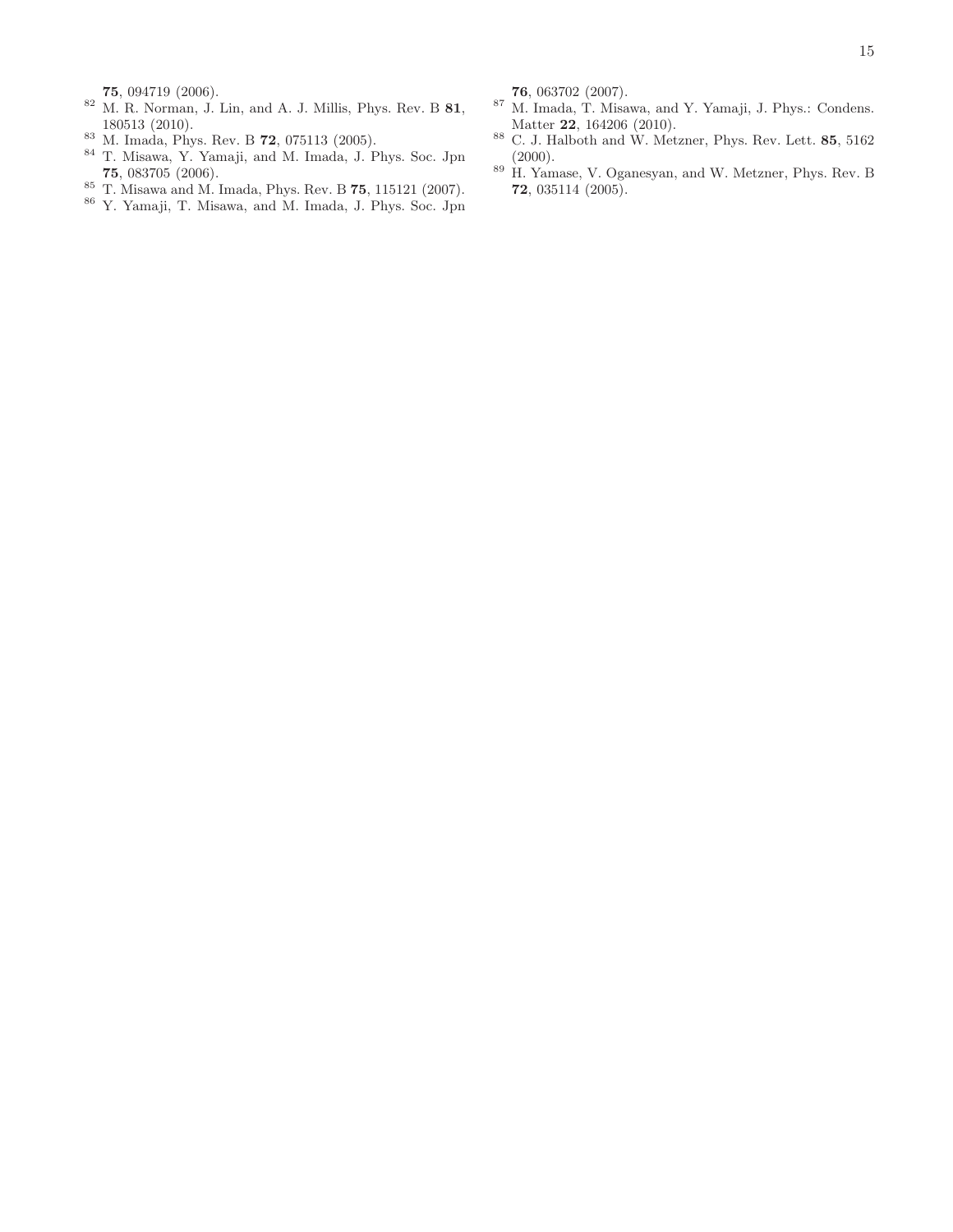**75**, 094719 (2006).

[82] M. R. Norman, J. Lin, and A. J. Millis, Phys. Rev. B **81**, 180513 (2010).

[83] M. Imada, Phys. Rev. B **72**, 075113 (2005).

[84] T. Misawa, Y. Yamaji, and M. Imada, J. Phys. Soc. Jpn **75**, 083705 (2006).

[85] T. Misawa and M. Imada, Phys. Rev. B **75**, 115121 (2007).

[86] Y. Yamaji, T. Misawa, and M. Imada, J. Phys. Soc. Jpn **76**, 063702 (2007).

[87] M. Imada, T. Misawa, and Y. Yamaji, J. Phys.: Condens. Matter **22**, 164206 (2010).

[88] C. J. Halboth and W. Metzner, Phys. Rev. Lett. **85**, 5162 (2000).

[89] H. Yamase, V. Oganesyan, and W. Metzner, Phys. Rev. B **72**, 035114 (2005).